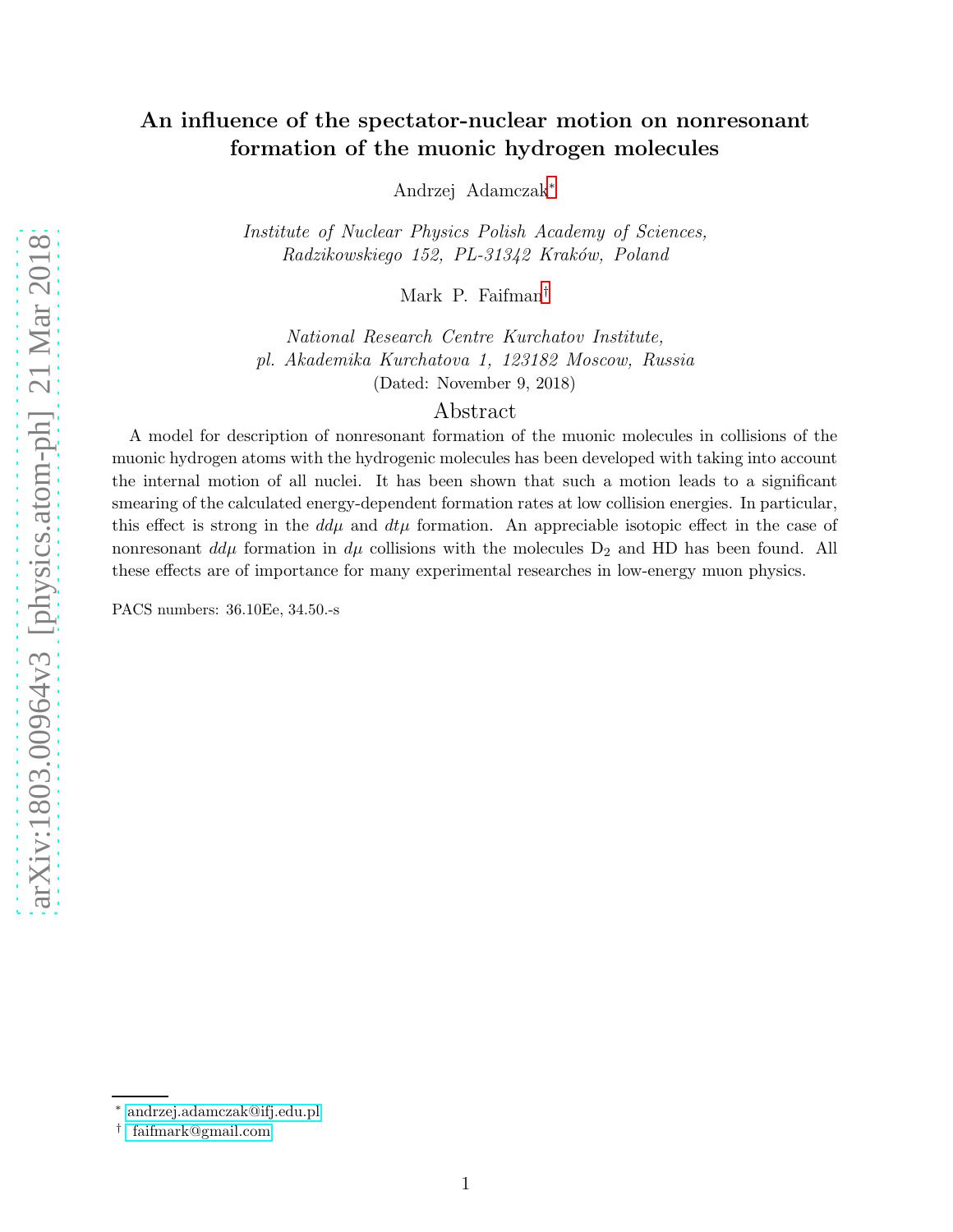# An influence of the spectator-nuclear motion on nonresonant formation of the muonic hydrogen molecules

Andrzej Adamczak[*]

*Institute of Nuclear Physics Polish Academy of Sciences, Radzikowskiego 152, PL-31342 Kraków, Poland*

Mark P. Faifman[†]

*National Research Centre Kurchatov Institute, pl. Akademika Kurchatova 1, 123182 Moscow, Russia*

(Dated: November 9, 2018)

## Abstract

A model for description of nonresonant formation of the muonic molecules in collisions of the muonic hydrogen atoms with the hydrogenic molecules has been developed with taking into account the internal motion of all nuclei. It has been shown that such a motion leads to a significant smearing of the calculated energy-dependent formation rates at low collision energies. In particular, this effect is strong in the $dd\mu$ and $dt\mu$ formation. An appreciable isotopic effect in the case of nonresonant $dd\mu$ formation in $d\mu$ collisions with the molecules $D_2$ and HD has been found. All these effects are of importance for many experimental researches in low-energy muon physics.

PACS numbers: 36.10Ee, 34.50.-s

[*] andrzej.adamczak@ifj.edu.pl

[†] faifmark@gmail.com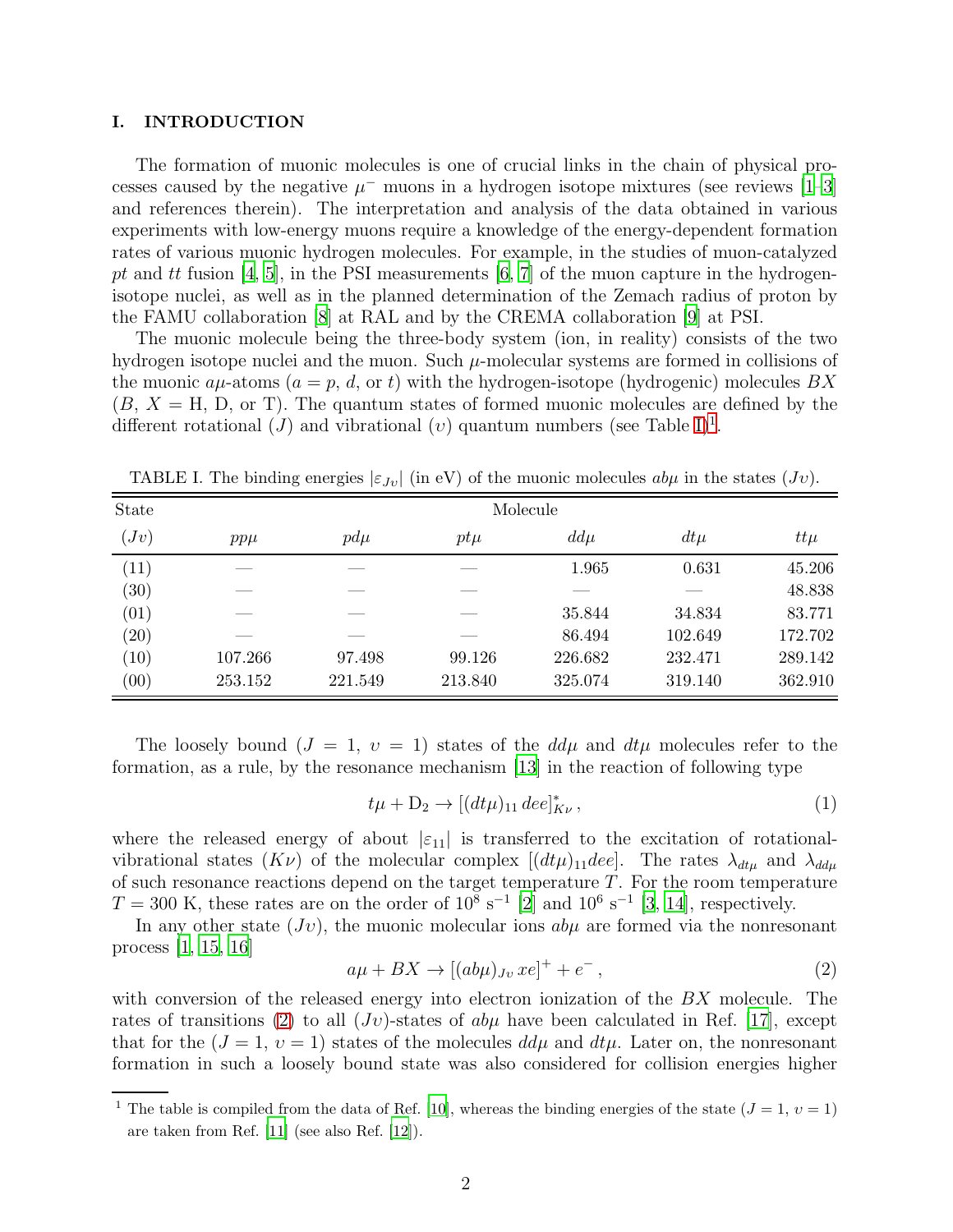## I. INTRODUCTION

The formation of muonic molecules is one of crucial links in the chain of physical processes caused by the negative $\mu^-$ muons in a hydrogen isotope mixtures (see reviews [1–3] and references therein). The interpretation and analysis of the data obtained in various experiments with low-energy muons require a knowledge of the energy-dependent formation rates of various muonic hydrogen molecules. For example, in the studies of muon-catalyzed $pt$ and $tt$ fusion [4, 5], in the PSI measurements [6, 7] of the muon capture in the hydrogen-isotope nuclei, as well as in the planned determination of the Zemach radius of proton by the FAMU collaboration [8] at RAL and by the CREMA collaboration [9] at PSI.

The muonic molecule being the three-body system (ion, in reality) consists of the two hydrogen isotope nuclei and the muon. Such $\mu$-molecular systems are formed in collisions of the muonic $a\mu$-atoms ($a = p$, $d$, or $t$) with the hydrogen-isotope (hydrogenic) molecules $BX$ ($B$, $X =$ H, D, or T). The quantum states of formed muonic molecules are defined by the different rotational ($J$) and vibrational ($\upsilon$) quantum numbers (see Table I)[1].

TABLE I. The binding energies $|\varepsilon_{J\upsilon}|$ (in eV) of the muonic molecules $ab\mu$ in the states $(J\upsilon)$.

| State | Molecule | | | | | |
|---|---|---|---|---|---|---|
| $(J\upsilon)$ | $pp\mu$ | $pd\mu$ | $pt\mu$ | $dd\mu$ | $dt\mu$ | $tt\mu$ |
| (11) | — | — | — | 1.965 | 0.631 | 45.206 |
| (30) | — | — | — | — | — | 48.838 |
| (01) | — | — | — | 35.844 | 34.834 | 83.771 |
| (20) | — | — | — | 86.494 | 102.649 | 172.702 |
| (10) | 107.266 | 97.498 | 99.126 | 226.682 | 232.471 | 289.142 |
| (00) | 253.152 | 221.549 | 213.840 | 325.074 | 319.140 | 362.910 |

The loosely bound ($J = 1$, $\upsilon = 1$) states of the $dd\mu$ and $dt\mu$ molecules refer to the formation, as a rule, by the resonance mechanism [13] in the reaction of following type

$$t\mu + \mathrm{D}_2 \to [(dt\mu)_{11}\, dee]^*_{K\nu}\,, \tag{1}$$

where the released energy of about $|\varepsilon_{11}|$ is transferred to the excitation of rotational-vibrational states $(K\nu)$ of the molecular complex $[(dt\mu)_{11}dee]$. The rates $\lambda_{dt\mu}$ and $\lambda_{dd\mu}$ of such resonance reactions depend on the target temperature $T$. For the room temperature $T = 300$ K, these rates are on the order of $10^8$ s$^{-1}$ [2] and $10^6$ s$^{-1}$ [3, 14], respectively.

In any other state $(J\upsilon)$, the muonic molecular ions $ab\mu$ are formed via the nonresonant process [1, 15, 16]

$$a\mu + BX \to [(ab\mu)_{J\upsilon}\, xe]^+ + e^-\,, \tag{2}$$

with conversion of the released energy into electron ionization of the $BX$ molecule. The rates of transitions (2) to all $(J\upsilon)$-states of $ab\mu$ have been calculated in Ref. [17], except that for the ($J = 1$, $\upsilon = 1$) states of the molecules $dd\mu$ and $dt\mu$. Later on, the nonresonant formation in such a loosely bound state was also considered for collision energies higher

[1] The table is compiled from the data of Ref. [10], whereas the binding energies of the state ($J = 1$, $\upsilon = 1$) are taken from Ref. [11] (see also Ref. [12]).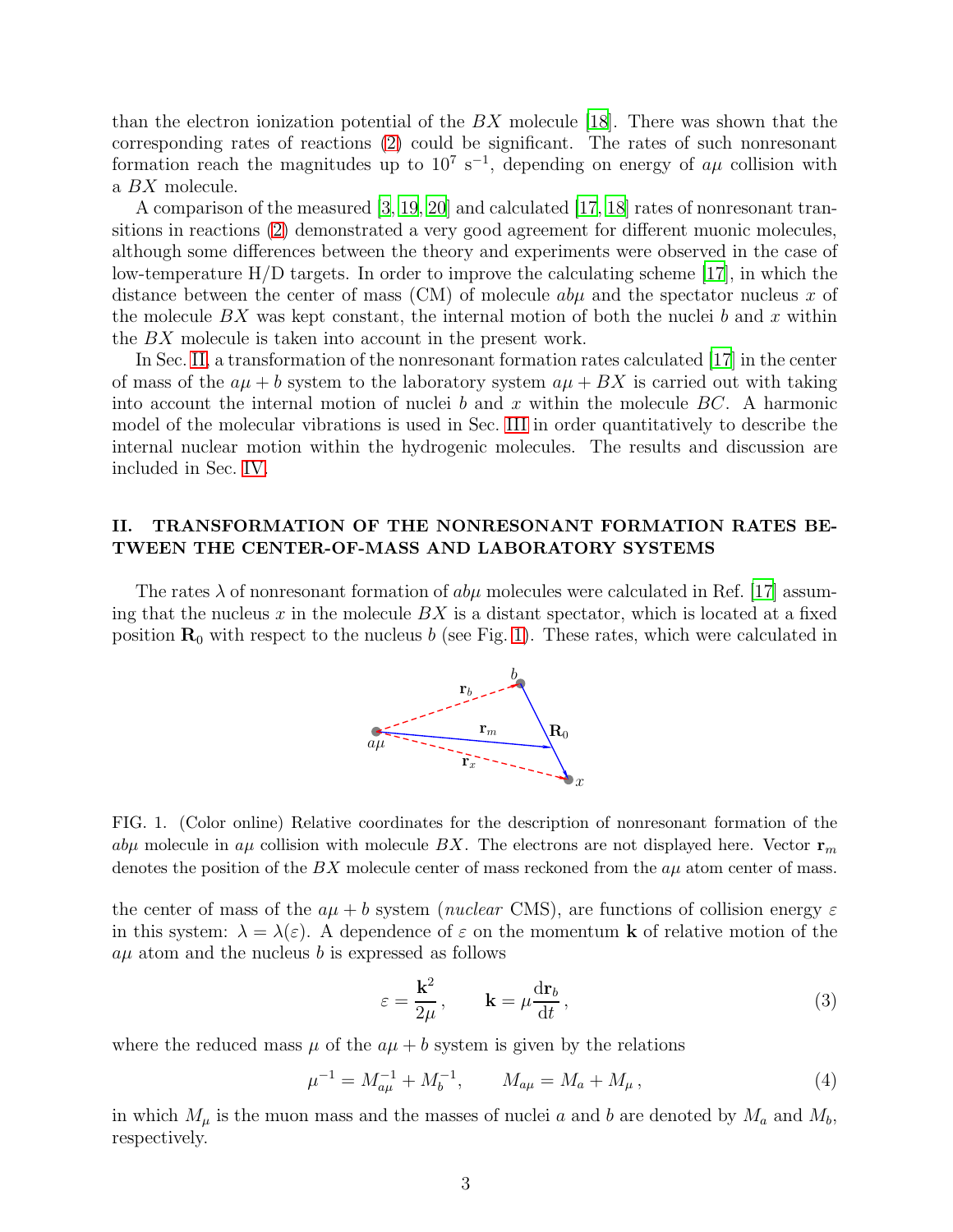than the electron ionization potential of the $BX$ molecule [18]. There was shown that the corresponding rates of reactions (2) could be significant. The rates of such nonresonant formation reach the magnitudes up to $10^7$ s$^{-1}$, depending on energy of $a\mu$ collision with a $BX$ molecule.

A comparison of the measured [3, 19, 20] and calculated [17, 18] rates of nonresonant transitions in reactions (2) demonstrated a very good agreement for different muonic molecules, although some differences between the theory and experiments were observed in the case of low-temperature H/D targets. In order to improve the calculating scheme [17], in which the distance between the center of mass (CM) of molecule $ab\mu$ and the spectator nucleus $x$ of the molecule $BX$ was kept constant, the internal motion of both the nuclei $b$ and $x$ within the $BX$ molecule is taken into account in the present work.

In Sec. II, a transformation of the nonresonant formation rates calculated [17] in the center of mass of the $a\mu + b$ system to the laboratory system $a\mu + BX$ is carried out with taking into account the internal motion of nuclei $b$ and $x$ within the molecule $BC$. A harmonic model of the molecular vibrations is used in Sec. III in order quantitatively to describe the internal nuclear motion within the hydrogenic molecules. The results and discussion are included in Sec. IV.

## II. TRANSFORMATION OF THE NONRESONANT FORMATION RATES BETWEEN THE CENTER-OF-MASS AND LABORATORY SYSTEMS

The rates $\lambda$ of nonresonant formation of $ab\mu$ molecules were calculated in Ref. [17] assuming that the nucleus $x$ in the molecule $BX$ is a distant spectator, which is located at a fixed position $\mathbf{R}_0$ with respect to the nucleus $b$ (see Fig. 1). These rates, which were calculated in

FIG. 1. (Color online) Relative coordinates for the description of nonresonant formation of the $ab\mu$ molecule in $a\mu$ collision with molecule $BX$. The electrons are not displayed here. Vector $\mathbf{r}_m$ denotes the position of the $BX$ molecule center of mass reckoned from the $a\mu$ atom center of mass.

the center of mass of the $a\mu + b$ system (*nuclear* CMS), are functions of collision energy $\varepsilon$ in this system: $\lambda = \lambda(\varepsilon)$. A dependence of $\varepsilon$ on the momentum $\mathbf{k}$ of relative motion of the $a\mu$ atom and the nucleus $b$ is expressed as follows

$$\varepsilon = \frac{\mathbf{k}^2}{2\mu}\,, \qquad \mathbf{k} = \mu \frac{\mathrm{d}\mathbf{r}_b}{\mathrm{d}t}\,, \tag{3}$$

where the reduced mass $\mu$ of the $a\mu + b$ system is given by the relations

$$\mu^{-1} = M_{a\mu}^{-1} + M_b^{-1}, \qquad M_{a\mu} = M_a + M_\mu\,, \tag{4}$$

in which $M_\mu$ is the muon mass and the masses of nuclei $a$ and $b$ are denoted by $M_a$ and $M_b$, respectively.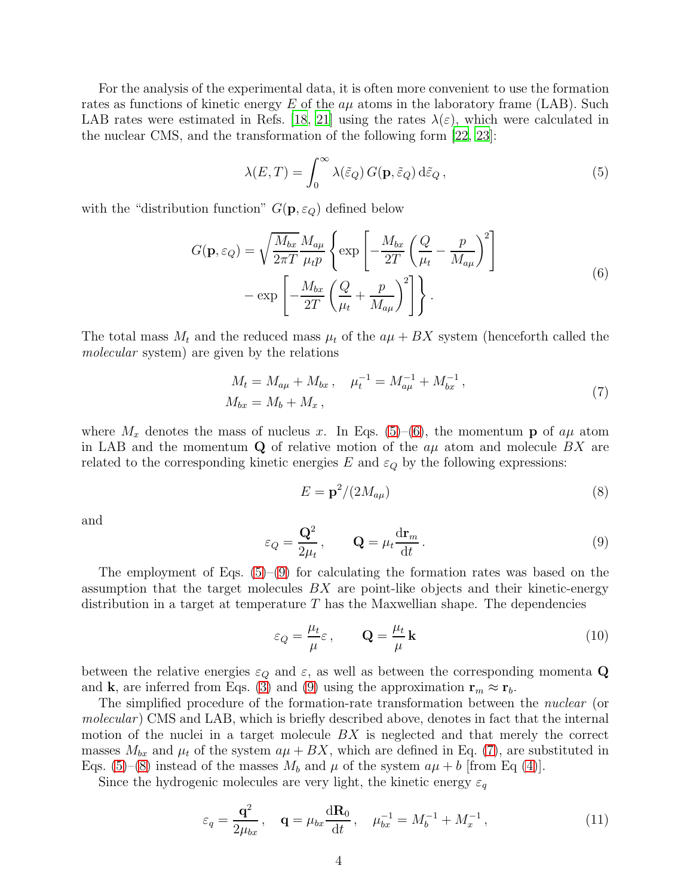For the analysis of the experimental data, it is often more convenient to use the formation rates as functions of kinetic energy $E$ of the $a\mu$ atoms in the laboratory frame (LAB). Such LAB rates were estimated in Refs. [18, 21] using the rates $\lambda(\varepsilon)$, which were calculated in the nuclear CMS, and the transformation of the following form [22, 23]:

$$\lambda(E,T) = \int_0^\infty \lambda(\tilde{\varepsilon}_Q)\, G(\mathbf{p}, \tilde{\varepsilon}_Q)\, \mathrm{d}\tilde{\varepsilon}_Q \,, \tag{5}$$

with the "distribution function" $G(\mathbf{p}, \varepsilon_Q)$ defined below

$$\begin{aligned} G(\mathbf{p}, \varepsilon_Q) = \sqrt{\frac{M_{bx}}{2\pi T}} \frac{M_{a\mu}}{\mu_t p} \Bigg\{ &\exp\left[ -\frac{M_{bx}}{2T} \left( \frac{Q}{\mu_t} - \frac{p}{M_{a\mu}} \right)^2 \right] \\ &- \exp\left[ -\frac{M_{bx}}{2T} \left( \frac{Q}{\mu_t} + \frac{p}{M_{a\mu}} \right)^2 \right] \Bigg\} . \end{aligned} \tag{6}$$

The total mass $M_t$ and the reduced mass $\mu_t$ of the $a\mu + BX$ system (henceforth called the *molecular* system) are given by the relations

$$\begin{aligned} M_t = M_{a\mu} + M_{bx} \,, \quad \mu_t^{-1} = M_{a\mu}^{-1} + M_{bx}^{-1} \,, \\ M_{bx} = M_b + M_x \,, \end{aligned} \tag{7}$$

where $M_x$ denotes the mass of nucleus $x$. In Eqs. (5)–(6), the momentum $\mathbf{p}$ of $a\mu$ atom in LAB and the momentum $\mathbf{Q}$ of relative motion of the $a\mu$ atom and molecule $BX$ are related to the corresponding kinetic energies $E$ and $\varepsilon_Q$ by the following expressions:

$$E = \mathbf{p}^2/(2M_{a\mu}) \tag{8}$$

and

$$\varepsilon_Q = \frac{\mathbf{Q}^2}{2\mu_t} \,, \qquad \mathbf{Q} = \mu_t \frac{\mathrm{d}\mathbf{r}_m}{\mathrm{d}t} \,. \tag{9}$$

The employment of Eqs. (5)–(9) for calculating the formation rates was based on the assumption that the target molecules $BX$ are point-like objects and their kinetic-energy distribution in a target at temperature $T$ has the Maxwellian shape. The dependencies

$$\varepsilon_Q = \frac{\mu_t}{\mu} \varepsilon \,, \qquad \mathbf{Q} = \frac{\mu_t}{\mu} \mathbf{k} \tag{10}$$

between the relative energies $\varepsilon_Q$ and $\varepsilon$, as well as between the corresponding momenta $\mathbf{Q}$ and $\mathbf{k}$, are inferred from Eqs. (3) and (9) using the approximation $\mathbf{r}_m \approx \mathbf{r}_b$.

The simplified procedure of the formation-rate transformation between the *nuclear* (or *molecular*) CMS and LAB, which is briefly described above, denotes in fact that the internal motion of the nuclei in a target molecule $BX$ is neglected and that merely the correct masses $M_{bx}$ and $\mu_t$ of the system $a\mu + BX$, which are defined in Eq. (7), are substituted in Eqs. (5)–(8) instead of the masses $M_b$ and $\mu$ of the system $a\mu + b$ [from Eq (4)].

Since the hydrogenic molecules are very light, the kinetic energy $\varepsilon_q$

$$\varepsilon_q = \frac{\mathbf{q}^2}{2\mu_{bx}} \,, \quad \mathbf{q} = \mu_{bx} \frac{\mathrm{d}\mathbf{R}_0}{\mathrm{d}t} \,, \quad \mu_{bx}^{-1} = M_b^{-1} + M_x^{-1} \,, \tag{11}$$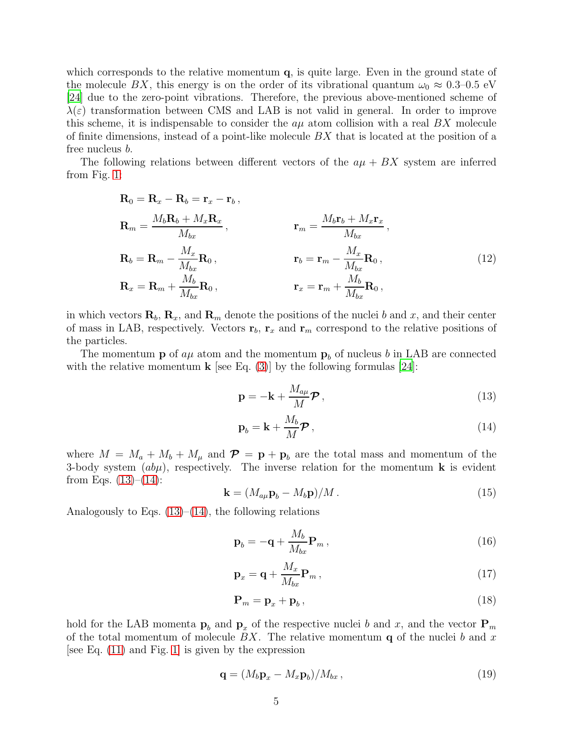which corresponds to the relative momentum $\mathbf{q}$, is quite large. Even in the ground state of the molecule $BX$, this energy is on the order of its vibrational quantum $\omega_0 \approx 0.3$–$0.5$ eV [24] due to the zero-point vibrations. Therefore, the previous above-mentioned scheme of $\lambda(\varepsilon)$ transformation between CMS and LAB is not valid in general. In order to improve this scheme, it is indispensable to consider the $a\mu$ atom collision with a real $BX$ molecule of finite dimensions, instead of a point-like molecule $BX$ that is located at the position of a free nucleus $b$.

The following relations between different vectors of the $a\mu + BX$ system are inferred from Fig. 1:

$$
\begin{aligned}
&\mathbf{R}_0 = \mathbf{R}_x - \mathbf{R}_b = \mathbf{r}_x - \mathbf{r}_b \,, \\
&\mathbf{R}_m = \frac{M_b \mathbf{R}_b + M_x \mathbf{R}_x}{M_{bx}} \,, \qquad && \mathbf{r}_m = \frac{M_b \mathbf{r}_b + M_x \mathbf{r}_x}{M_{bx}} \,, \\
&\mathbf{R}_b = \mathbf{R}_m - \frac{M_x}{M_{bx}} \mathbf{R}_0 \,, \qquad && \mathbf{r}_b = \mathbf{r}_m - \frac{M_x}{M_{bx}} \mathbf{R}_0 \,, \\
&\mathbf{R}_x = \mathbf{R}_m + \frac{M_b}{M_{bx}} \mathbf{R}_0 \,, \qquad && \mathbf{r}_x = \mathbf{r}_m + \frac{M_b}{M_{bx}} \mathbf{R}_0 \,,
\end{aligned}
\tag{12}
$$

in which vectors $\mathbf{R}_b$, $\mathbf{R}_x$, and $\mathbf{R}_m$ denote the positions of the nuclei $b$ and $x$, and their center of mass in LAB, respectively. Vectors $\mathbf{r}_b$, $\mathbf{r}_x$ and $\mathbf{r}_m$ correspond to the relative positions of the particles.

The momentum $\mathbf{p}$ of $a\mu$ atom and the momentum $\mathbf{p}_b$ of nucleus $b$ in LAB are connected with the relative momentum $\mathbf{k}$ [see Eq. (3)] by the following formulas [24]:

$$
\mathbf{p} = -\mathbf{k} + \frac{M_{a\mu}}{M} \boldsymbol{\mathcal{P}} \,, \tag{13}
$$

$$
\mathbf{p}_b = \mathbf{k} + \frac{M_b}{M} \boldsymbol{\mathcal{P}} \,, \tag{14}
$$

where $M = M_a + M_b + M_\mu$ and $\boldsymbol{\mathcal{P}} = \mathbf{p} + \mathbf{p}_b$ are the total mass and momentum of the 3-body system $(ab\mu)$, respectively. The inverse relation for the momentum $\mathbf{k}$ is evident from Eqs. (13)–(14):

$$
\mathbf{k} = (M_{a\mu} \mathbf{p}_b - M_b \mathbf{p})/M \,. \tag{15}
$$

Analogously to Eqs. (13)–(14), the following relations

$$
\mathbf{p}_b = -\mathbf{q} + \frac{M_b}{M_{bx}} \mathbf{P}_m \,, \tag{16}
$$

$$
\mathbf{p}_x = \mathbf{q} + \frac{M_x}{M_{bx}} \mathbf{P}_m \,, \tag{17}
$$

$$
\mathbf{P}_m = \mathbf{p}_x + \mathbf{p}_b \,, \tag{18}
$$

hold for the LAB momenta $\mathbf{p}_b$ and $\mathbf{p}_x$ of the respective nuclei $b$ and $x$, and the vector $\mathbf{P}_m$ of the total momentum of molecule $BX$. The relative momentum $\mathbf{q}$ of the nuclei $b$ and $x$ [see Eq. (11) and Fig. 1] is given by the expression

$$
\mathbf{q} = (M_b \mathbf{p}_x - M_x \mathbf{p}_b)/M_{bx} \,, \tag{19}
$$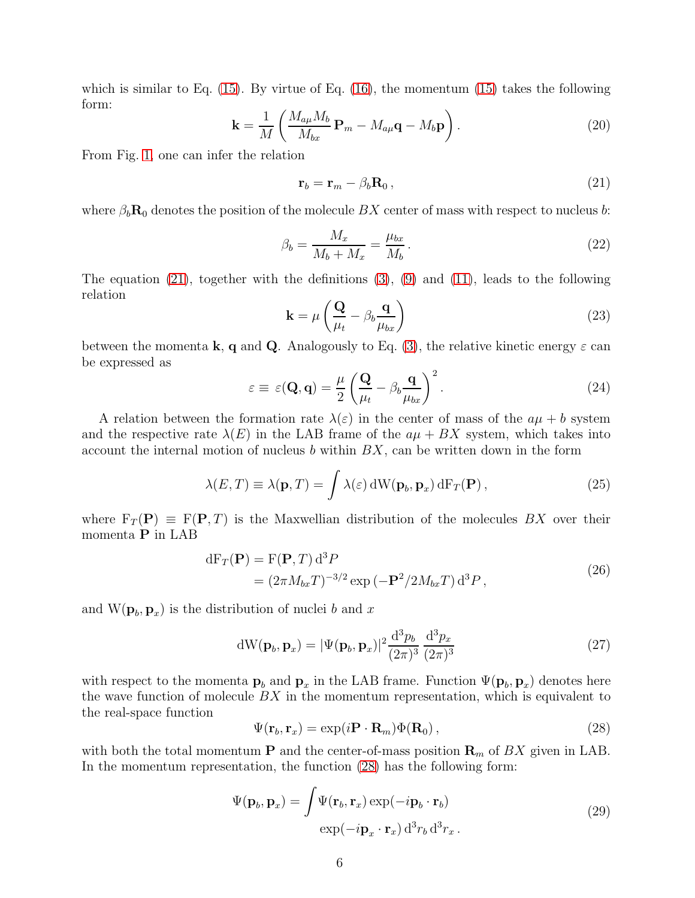which is similar to Eq. (15). By virtue of Eq. (16), the momentum (15) takes the following form:

$$\mathbf{k} = \frac{1}{M}\left(\frac{M_{a\mu}M_b}{M_{bx}}\,\mathbf{P}_m - M_{a\mu}\mathbf{q} - M_b\mathbf{p}\right). \tag{20}$$

From Fig. 1, one can infer the relation

$$\mathbf{r}_b = \mathbf{r}_m - \beta_b \mathbf{R}_0\,, \tag{21}$$

where $\beta_b\mathbf{R}_0$ denotes the position of the molecule $BX$ center of mass with respect to nucleus $b$:

$$\beta_b = \frac{M_x}{M_b + M_x} = \frac{\mu_{bx}}{M_b}\,. \tag{22}$$

The equation (21), together with the definitions (3), (9) and (11), leads to the following relation

$$\mathbf{k} = \mu\left(\frac{\mathbf{Q}}{\mu_t} - \beta_b\frac{\mathbf{q}}{\mu_{bx}}\right) \tag{23}$$

between the momenta $\mathbf{k}$, $\mathbf{q}$ and $\mathbf{Q}$. Analogously to Eq. (3), the relative kinetic energy $\varepsilon$ can be expressed as

$$\varepsilon \equiv \varepsilon(\mathbf{Q},\mathbf{q}) = \frac{\mu}{2}\left(\frac{\mathbf{Q}}{\mu_t} - \beta_b\frac{\mathbf{q}}{\mu_{bx}}\right)^2. \tag{24}$$

A relation between the formation rate $\lambda(\varepsilon)$ in the center of mass of the $a\mu + b$ system and the respective rate $\lambda(E)$ in the LAB frame of the $a\mu + BX$ system, which takes into account the internal motion of nucleus $b$ within $BX$, can be written down in the form

$$\lambda(E,T) \equiv \lambda(\mathbf{p},T) = \int \lambda(\varepsilon)\,\mathrm{dW}(\mathbf{p}_b,\mathbf{p}_x)\,\mathrm{dF}_T(\mathbf{P})\,, \tag{25}$$

where $\mathrm{F}_T(\mathbf{P}) \equiv \mathrm{F}(\mathbf{P},T)$ is the Maxwellian distribution of the molecules $BX$ over their momenta $\mathbf{P}$ in LAB

$$\begin{aligned}\mathrm{dF}_T(\mathbf{P}) &= \mathrm{F}(\mathbf{P},T)\,\mathrm{d}^3P \\ &= (2\pi M_{bx}T)^{-3/2}\exp\left(-\mathbf{P}^2/2M_{bx}T\right)\mathrm{d}^3P\,,\end{aligned} \tag{26}$$

and $\mathrm{W}(\mathbf{p}_b,\mathbf{p}_x)$ is the distribution of nuclei $b$ and $x$

$$\mathrm{dW}(\mathbf{p}_b,\mathbf{p}_x) = |\Psi(\mathbf{p}_b,\mathbf{p}_x)|^2\frac{\mathrm{d}^3p_b}{(2\pi)^3}\,\frac{\mathrm{d}^3p_x}{(2\pi)^3} \tag{27}$$

with respect to the momenta $\mathbf{p}_b$ and $\mathbf{p}_x$ in the LAB frame. Function $\Psi(\mathbf{p}_b,\mathbf{p}_x)$ denotes here the wave function of molecule $BX$ in the momentum representation, which is equivalent to the real-space function

$$\Psi(\mathbf{r}_b,\mathbf{r}_x) = \exp(i\mathbf{P}\cdot\mathbf{R}_m)\Phi(\mathbf{R}_0)\,, \tag{28}$$

with both the total momentum $\mathbf{P}$ and the center-of-mass position $\mathbf{R}_m$ of $BX$ given in LAB. In the momentum representation, the function (28) has the following form:

$$\begin{aligned}\Psi(\mathbf{p}_b,\mathbf{p}_x) = \int \Psi(\mathbf{r}_b,\mathbf{r}_x)\exp(-i\mathbf{p}_b\cdot\mathbf{r}_b) \\ \exp(-i\mathbf{p}_x\cdot\mathbf{r}_x)\,\mathrm{d}^3r_b\,\mathrm{d}^3r_x\,.\end{aligned} \tag{29}$$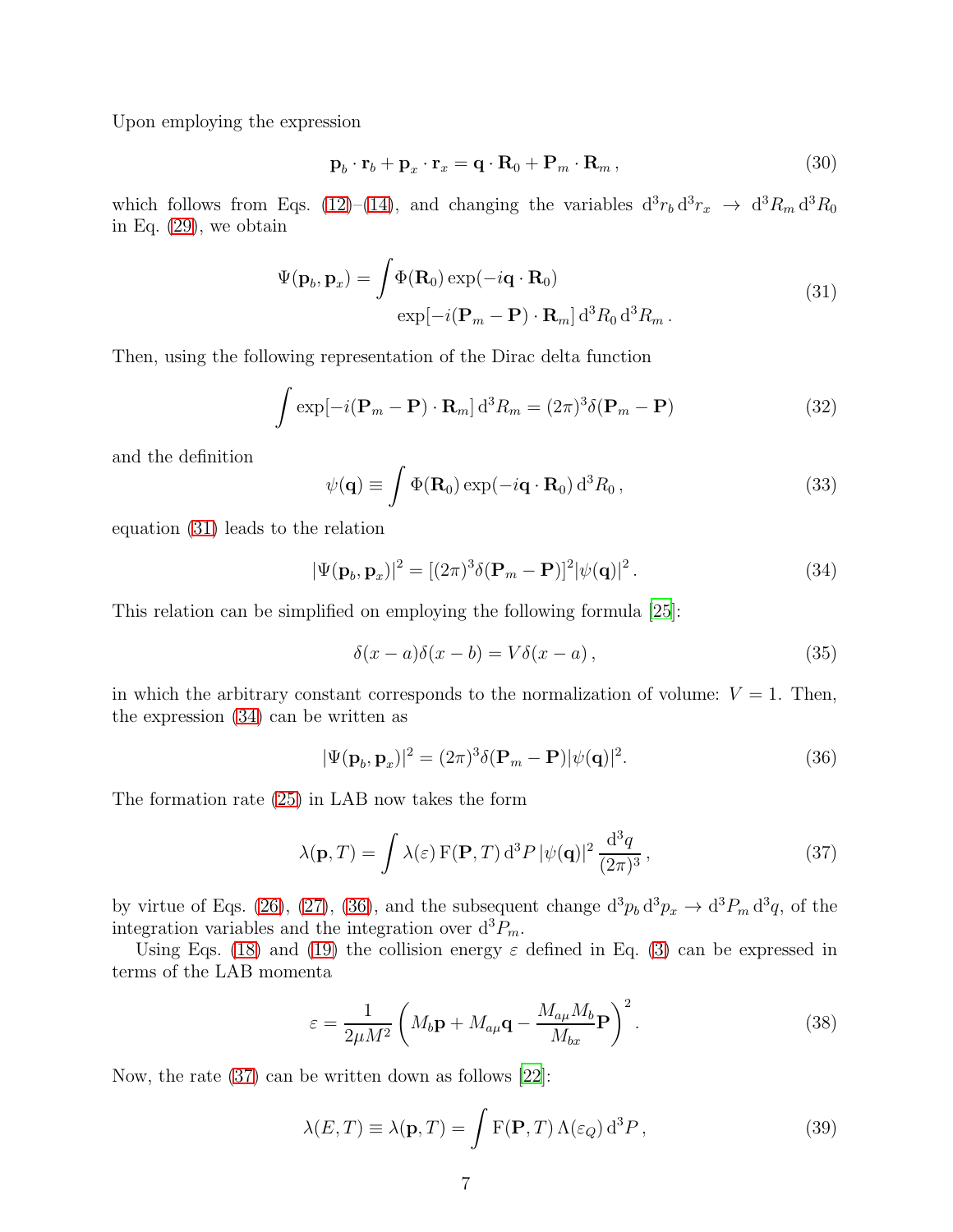Upon employing the expression

$$\mathbf{p}_b \cdot \mathbf{r}_b + \mathbf{p}_x \cdot \mathbf{r}_x = \mathbf{q} \cdot \mathbf{R}_0 + \mathbf{P}_m \cdot \mathbf{R}_m \,, \tag{30}$$

which follows from Eqs. (12)–(14), and changing the variables $\mathrm{d}^3 r_b \, \mathrm{d}^3 r_x \rightarrow \mathrm{d}^3 R_m \, \mathrm{d}^3 R_0$ in Eq. (29), we obtain

$$\Psi(\mathbf{p}_b, \mathbf{p}_x) = \int \Phi(\mathbf{R}_0) \exp(-i\mathbf{q} \cdot \mathbf{R}_0) \exp[-i(\mathbf{P}_m - \mathbf{P}) \cdot \mathbf{R}_m] \, \mathrm{d}^3 R_0 \, \mathrm{d}^3 R_m \,. \tag{31}$$

Then, using the following representation of the Dirac delta function

$$\int \exp[-i(\mathbf{P}_m - \mathbf{P}) \cdot \mathbf{R}_m] \, \mathrm{d}^3 R_m = (2\pi)^3 \delta(\mathbf{P}_m - \mathbf{P}) \tag{32}$$

and the definition

$$\psi(\mathbf{q}) \equiv \int \Phi(\mathbf{R}_0) \exp(-i\mathbf{q} \cdot \mathbf{R}_0) \, \mathrm{d}^3 R_0 \,, \tag{33}$$

equation (31) leads to the relation

$$|\Psi(\mathbf{p}_b, \mathbf{p}_x)|^2 = [(2\pi)^3 \delta(\mathbf{P}_m - \mathbf{P})]^2 |\psi(\mathbf{q})|^2 \,. \tag{34}$$

This relation can be simplified on employing the following formula [25]:

$$\delta(x - a)\delta(x - b) = V \delta(x - a) \,, \tag{35}$$

in which the arbitrary constant corresponds to the normalization of volume: $V = 1$. Then, the expression (34) can be written as

$$|\Psi(\mathbf{p}_b, \mathbf{p}_x)|^2 = (2\pi)^3 \delta(\mathbf{P}_m - \mathbf{P}) |\psi(\mathbf{q})|^2. \tag{36}$$

The formation rate (25) in LAB now takes the form

$$\lambda(\mathbf{p}, T) = \int \lambda(\varepsilon) \, \mathrm{F}(\mathbf{P}, T) \, \mathrm{d}^3 P \, |\psi(\mathbf{q})|^2 \, \frac{\mathrm{d}^3 q}{(2\pi)^3} \,, \tag{37}$$

by virtue of Eqs. (26), (27), (36), and the subsequent change $\mathrm{d}^3 p_b \, \mathrm{d}^3 p_x \rightarrow \mathrm{d}^3 P_m \, \mathrm{d}^3 q$, of the integration variables and the integration over $\mathrm{d}^3 P_m$.

Using Eqs. (18) and (19) the collision energy $\varepsilon$ defined in Eq. (3) can be expressed in terms of the LAB momenta

$$\varepsilon = \frac{1}{2\mu M^2} \left( M_b \mathbf{p} + M_{a\mu} \mathbf{q} - \frac{M_{a\mu} M_b}{M_{bx}} \mathbf{P} \right)^2 . \tag{38}$$

Now, the rate (37) can be written down as follows [22]:

$$\lambda(E, T) \equiv \lambda(\mathbf{p}, T) = \int \mathrm{F}(\mathbf{P}, T) \, \Lambda(\varepsilon_Q) \, \mathrm{d}^3 P \,, \tag{39}$$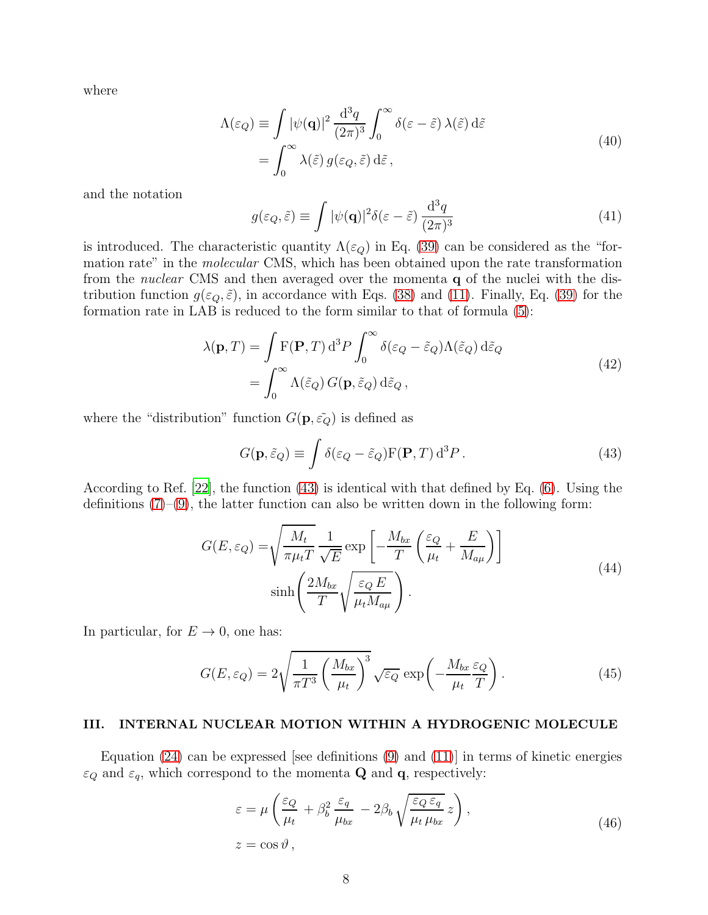where

$$
\begin{aligned}
\Lambda(\varepsilon_Q) &\equiv \int |\psi(\mathbf{q})|^2 \, \frac{\mathrm{d}^3 q}{(2\pi)^3} \int_0^\infty \delta(\varepsilon - \tilde{\varepsilon}) \, \lambda(\tilde{\varepsilon}) \, \mathrm{d}\tilde{\varepsilon} \\
&= \int_0^\infty \lambda(\tilde{\varepsilon}) \, g(\varepsilon_Q, \tilde{\varepsilon}) \, \mathrm{d}\tilde{\varepsilon} \, ,
\end{aligned}
\tag{40}
$$

and the notation

$$
g(\varepsilon_Q, \tilde{\varepsilon}) \equiv \int |\psi(\mathbf{q})|^2 \delta(\varepsilon - \tilde{\varepsilon}) \, \frac{\mathrm{d}^3 q}{(2\pi)^3}
\tag{41}
$$

is introduced. The characteristic quantity $\Lambda(\varepsilon_Q)$ in Eq. (39) can be considered as the "formation rate" in the *molecular* CMS, which has been obtained upon the rate transformation from the *nuclear* CMS and then averaged over the momenta $\mathbf{q}$ of the nuclei with the distribution function $g(\varepsilon_Q, \tilde{\varepsilon})$, in accordance with Eqs. (38) and (11). Finally, Eq. (39) for the formation rate in LAB is reduced to the form similar to that of formula (5):

$$
\begin{aligned}
\lambda(\mathbf{p}, T) &= \int \mathrm{F}(\mathbf{P}, T) \, \mathrm{d}^3 P \int_0^\infty \delta(\varepsilon_Q - \tilde{\varepsilon}_Q) \Lambda(\tilde{\varepsilon}_Q) \, \mathrm{d}\tilde{\varepsilon}_Q \\
&= \int_0^\infty \Lambda(\tilde{\varepsilon}_Q) \, G(\mathbf{p}, \tilde{\varepsilon}_Q) \, \mathrm{d}\tilde{\varepsilon}_Q \, ,
\end{aligned}
\tag{42}
$$

where the "distribution" function $G(\mathbf{p}, \tilde{\varepsilon_Q})$ is defined as

$$
G(\mathbf{p}, \tilde{\varepsilon}_Q) \equiv \int \delta(\varepsilon_Q - \tilde{\varepsilon}_Q) \mathrm{F}(\mathbf{P}, T) \, \mathrm{d}^3 P \, .
\tag{43}
$$

According to Ref. [22], the function (43) is identical with that defined by Eq. (6). Using the definitions (7)–(9), the latter function can also be written down in the following form:

$$
\begin{aligned}
G(E, \varepsilon_Q) = &\sqrt{\frac{M_t}{\pi \mu_t T}} \, \frac{1}{\sqrt{E}} \exp\left[ -\frac{M_{bx}}{T} \left( \frac{\varepsilon_Q}{\mu_t} + \frac{E}{M_{a\mu}} \right) \right] \\
&\sinh\left( \frac{2 M_{bx}}{T} \sqrt{\frac{\varepsilon_Q \, E}{\mu_t M_{a\mu}}} \right) .
\end{aligned}
\tag{44}
$$

In particular, for $E \to 0$, one has:

$$
G(E, \varepsilon_Q) = 2 \sqrt{\frac{1}{\pi T^3} \left( \frac{M_{bx}}{\mu_t} \right)^3} \, \sqrt{\varepsilon_Q} \, \exp\!\left( -\frac{M_{bx}}{\mu_t} \frac{\varepsilon_Q}{T} \right) .
\tag{45}
$$

## III. INTERNAL NUCLEAR MOTION WITHIN A HYDROGENIC MOLECULE

Equation (24) can be expressed [see definitions (9) and (11)] in terms of kinetic energies $\varepsilon_Q$ and $\varepsilon_q$, which correspond to the momenta $\mathbf{Q}$ and $\mathbf{q}$, respectively:

$$
\begin{aligned}
&\varepsilon = \mu \left( \frac{\varepsilon_Q}{\mu_t} + \beta_b^2 \, \frac{\varepsilon_q}{\mu_{bx}} - 2\beta_b \sqrt{\frac{\varepsilon_Q \, \varepsilon_q}{\mu_t \, \mu_{bx}}} \, z \right) , \\
&z = \cos\vartheta \, ,
\end{aligned}
\tag{46}
$$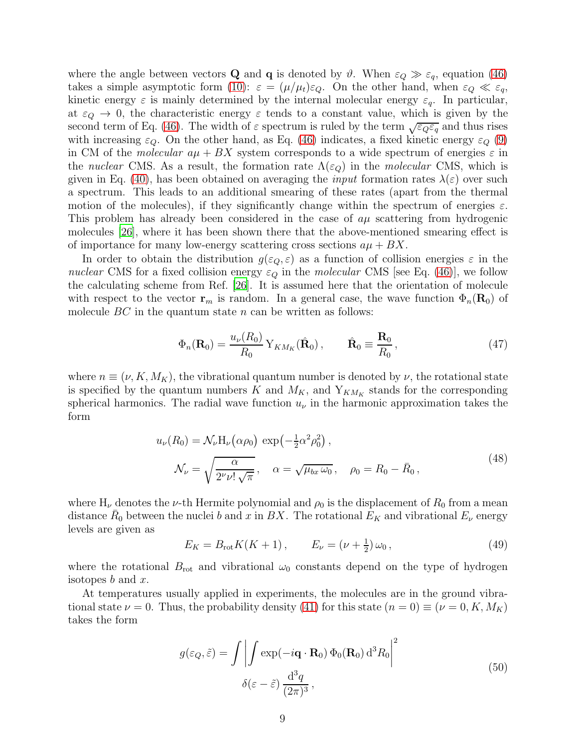where the angle between vectors $\mathbf{Q}$ and $\mathbf{q}$ is denoted by $\vartheta$. When $\varepsilon_Q \gg \varepsilon_q$, equation (46) takes a simple asymptotic form (10): $\varepsilon = (\mu/\mu_t)\varepsilon_Q$. On the other hand, when $\varepsilon_Q \ll \varepsilon_q$, kinetic energy $\varepsilon$ is mainly determined by the internal molecular energy $\varepsilon_q$. In particular, at $\varepsilon_Q \to 0$, the characteristic energy $\varepsilon$ tends to a constant value, which is given by the second term of Eq. (46). The width of $\varepsilon$ spectrum is ruled by the term $\sqrt{\varepsilon_Q \varepsilon_q}$ and thus rises with increasing $\varepsilon_Q$. On the other hand, as Eq. (46) indicates, a fixed kinetic energy $\varepsilon_Q$ (9) in CM of the *molecular* $a\mu + BX$ system corresponds to a wide spectrum of energies $\varepsilon$ in the *nuclear* CMS. As a result, the formation rate $\Lambda(\varepsilon_Q)$ in the *molecular* CMS, which is given in Eq. (40), has been obtained on averaging the *input* formation rates $\lambda(\varepsilon)$ over such a spectrum. This leads to an additional smearing of these rates (apart from the thermal motion of the molecules), if they significantly change within the spectrum of energies $\varepsilon$. This problem has already been considered in the case of $a\mu$ scattering from hydrogenic molecules [26], where it has been shown there that the above-mentioned smearing effect is of importance for many low-energy scattering cross sections $a\mu + BX$.

In order to obtain the distribution $g(\varepsilon_Q, \varepsilon)$ as a function of collision energies $\varepsilon$ in the *nuclear* CMS for a fixed collision energy $\varepsilon_Q$ in the *molecular* CMS [see Eq. (46)], we follow the calculating scheme from Ref. [26]. It is assumed here that the orientation of molecule with respect to the vector $\mathbf{r}_m$ is random. In a general case, the wave function $\Phi_n(\mathbf{R}_0)$ of molecule $BC$ in the quantum state $n$ can be written as follows:

$$\Phi_n(\mathbf{R}_0) = \frac{u_\nu(R_0)}{R_0}\, \mathrm{Y}_{KM_K}(\hat{\mathbf{R}}_0)\,, \qquad \hat{\mathbf{R}}_0 \equiv \frac{\mathbf{R}_0}{R_0}\,, \tag{47}$$

where $n \equiv (\nu, K, M_K)$, the vibrational quantum number is denoted by $\nu$, the rotational state is specified by the quantum numbers $K$ and $M_K$, and $\mathrm{Y}_{KM_K}$ stands for the corresponding spherical harmonics. The radial wave function $u_\nu$ in the harmonic approximation takes the form

$$\begin{gathered} u_\nu(R_0) = \mathcal{N}_\nu \mathrm{H}_\nu\big(\alpha\rho_0\big)\, \exp\big(-\tfrac{1}{2}\alpha^2\rho_0^2\big)\,, \\ \mathcal{N}_\nu = \sqrt{\frac{\alpha}{2^\nu \nu!\,\sqrt{\pi}}}\,, \quad \alpha = \sqrt{\mu_{bx}\,\omega_0}\,, \quad \rho_0 = R_0 - \bar{R}_0\,, \end{gathered} \tag{48}$$

where $\mathrm{H}_\nu$ denotes the $\nu$-th Hermite polynomial and $\rho_0$ is the displacement of $R_0$ from a mean distance $\bar{R}_0$ between the nuclei $b$ and $x$ in $BX$. The rotational $E_K$ and vibrational $E_\nu$ energy levels are given as

$$E_K = B_{\mathrm{rot}} K(K+1)\,, \qquad E_\nu = (\nu + \tfrac{1}{2})\,\omega_0\,, \tag{49}$$

where the rotational $B_{\mathrm{rot}}$ and vibrational $\omega_0$ constants depend on the type of hydrogen isotopes $b$ and $x$.

At temperatures usually applied in experiments, the molecules are in the ground vibrational state $\nu = 0$. Thus, the probability density (41) for this state $(n = 0) \equiv (\nu = 0, K, M_K)$ takes the form

$$\begin{gathered} g(\varepsilon_Q, \tilde{\varepsilon}) = \int \left| \int \exp(-i\mathbf{q}\cdot\mathbf{R}_0)\, \Phi_0(\mathbf{R}_0)\, \mathrm{d}^3R_0 \right|^2 \\ \delta(\varepsilon - \tilde{\varepsilon})\, \frac{\mathrm{d}^3 q}{(2\pi)^3}\,, \end{gathered} \tag{50}$$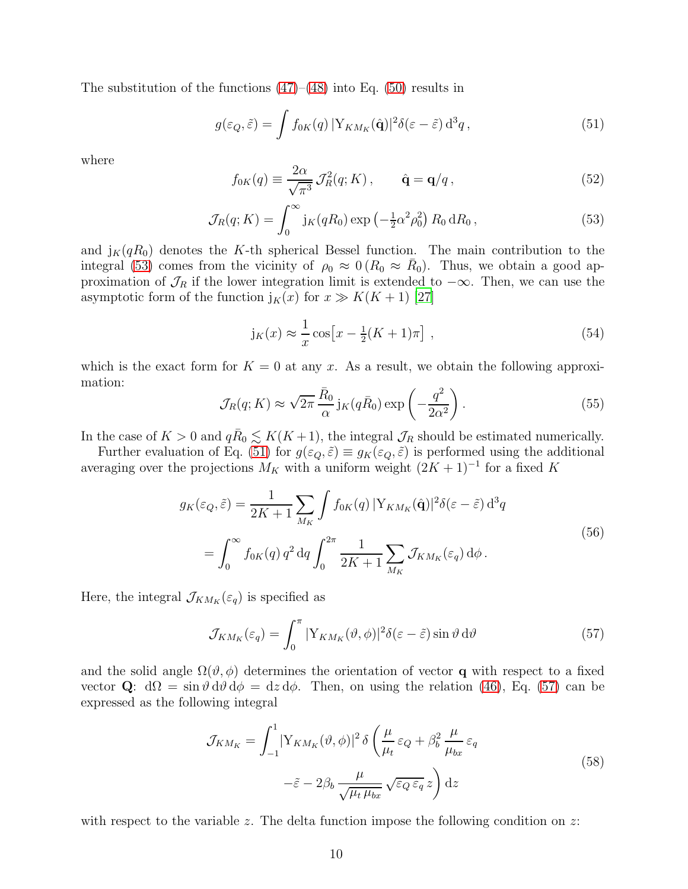The substitution of the functions (47)–(48) into Eq. (50) results in

$$g(\varepsilon_Q, \tilde{\varepsilon}) = \int f_{0K}(q)\, |\mathrm{Y}_{KM_K}(\hat{\mathbf{q}})|^2 \delta(\varepsilon - \tilde{\varepsilon})\, \mathrm{d}^3 q\,, \tag{51}$$

where

$$f_{0K}(q) \equiv \frac{2\alpha}{\sqrt{\pi^3}}\, \mathcal{J}_R^2(q;K)\,, \qquad \hat{\mathbf{q}} = \mathbf{q}/q\,, \tag{52}$$

$$\mathcal{J}_R(q;K) = \int_0^\infty \mathrm{j}_K(qR_0) \exp\left(-\tfrac{1}{2}\alpha^2\rho_0^2\right) R_0\, \mathrm{d}R_0\,, \tag{53}$$

and $\mathrm{j}_K(qR_0)$ denotes the $K$-th spherical Bessel function. The main contribution to the integral (53) comes from the vicinity of $\rho_0 \approx 0\,(R_0 \approx \bar{R}_0)$. Thus, we obtain a good approximation of $\mathcal{J}_R$ if the lower integration limit is extended to $-\infty$. Then, we can use the asymptotic form of the function $\mathrm{j}_K(x)$ for $x \gg K(K+1)$ [27]

$$\mathrm{j}_K(x) \approx \frac{1}{x} \cos\!\left[x - \tfrac{1}{2}(K+1)\pi\right]\,, \tag{54}$$

which is the exact form for $K=0$ at any $x$. As a result, we obtain the following approximation:

$$\mathcal{J}_R(q;K) \approx \sqrt{2\pi}\, \frac{\bar{R}_0}{\alpha}\, \mathrm{j}_K(q\bar{R}_0) \exp\left(-\frac{q^2}{2\alpha^2}\right). \tag{55}$$

In the case of $K > 0$ and $q\bar{R}_0 \lesssim K(K+1)$, the integral $\mathcal{J}_R$ should be estimated numerically.

Further evaluation of Eq. (51) for $g(\varepsilon_Q, \tilde{\varepsilon}) \equiv g_K(\varepsilon_Q, \tilde{\varepsilon})$ is performed using the additional averaging over the projections $M_K$ with a uniform weight $(2K+1)^{-1}$ for a fixed $K$

$$\begin{aligned} g_K(\varepsilon_Q, \tilde{\varepsilon}) &= \frac{1}{2K+1} \sum_{M_K} \int f_{0K}(q)\, |\mathrm{Y}_{KM_K}(\hat{\mathbf{q}})|^2 \delta(\varepsilon - \tilde{\varepsilon})\, \mathrm{d}^3 q \\ &= \int_0^\infty f_{0K}(q)\, q^2\, \mathrm{d}q \int_0^{2\pi} \frac{1}{2K+1} \sum_{M_K} \mathcal{J}_{KM_K}(\varepsilon_q)\, \mathrm{d}\phi\,. \end{aligned} \tag{56}$$

Here, the integral $\mathcal{J}_{KM_K}(\varepsilon_q)$ is specified as

$$\mathcal{J}_{KM_K}(\varepsilon_q) = \int_0^\pi |\mathrm{Y}_{KM_K}(\vartheta,\phi)|^2 \delta(\varepsilon - \tilde{\varepsilon}) \sin\vartheta\, \mathrm{d}\vartheta \tag{57}$$

and the solid angle $\Omega(\vartheta,\phi)$ determines the orientation of vector $\mathbf{q}$ with respect to a fixed vector $\mathbf{Q}$: $\mathrm{d}\Omega = \sin\vartheta\, \mathrm{d}\vartheta\, \mathrm{d}\phi = \mathrm{d}z\, \mathrm{d}\phi$. Then, on using the relation (46), Eq. (57) can be expressed as the following integral

$$\begin{aligned} \mathcal{J}_{KM_K} = \int_{-1}^{1} &|\mathrm{Y}_{KM_K}(\vartheta,\phi)|^2\, \delta\left(\frac{\mu}{\mu_t}\, \varepsilon_Q + \beta_b^2\, \frac{\mu}{\mu_{bx}}\, \varepsilon_q \right. \\ &\left. -\tilde{\varepsilon} - 2\beta_b\, \frac{\mu}{\sqrt{\mu_t\, \mu_{bx}}}\, \sqrt{\varepsilon_Q\, \varepsilon_q}\, z\right) \mathrm{d}z \end{aligned} \tag{58}$$

with respect to the variable $z$. The delta function impose the following condition on $z$: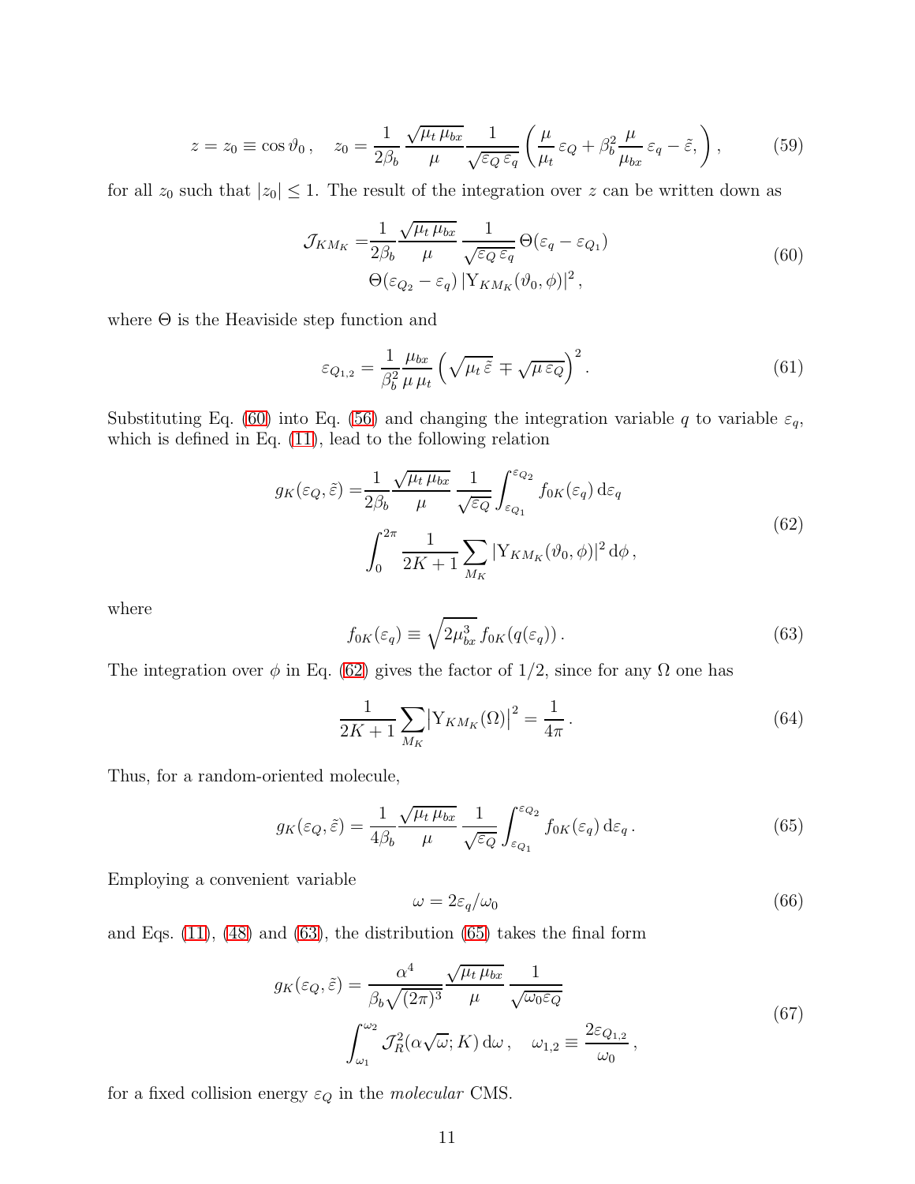$$z = z_0 \equiv \cos\vartheta_0 \,, \quad z_0 = \frac{1}{2\beta_b} \frac{\sqrt{\mu_t\,\mu_{bx}}}{\mu} \frac{1}{\sqrt{\varepsilon_Q\,\varepsilon_q}} \left( \frac{\mu}{\mu_t}\,\varepsilon_Q + \beta_b^2 \frac{\mu}{\mu_{bx}}\,\varepsilon_q - \tilde{\varepsilon}, \right) , \tag{59}$$

for all $z_0$ such that $|z_0| \leq 1$. The result of the integration over $z$ can be written down as

$$\begin{aligned} \mathcal{J}_{KM_K} =& \frac{1}{2\beta_b} \frac{\sqrt{\mu_t\,\mu_{bx}}}{\mu} \frac{1}{\sqrt{\varepsilon_Q\,\varepsilon_q}}\, \Theta(\varepsilon_q - \varepsilon_{Q_1}) \\ & \Theta(\varepsilon_{Q_2} - \varepsilon_q)\, |\mathrm{Y}_{KM_K}(\vartheta_0, \phi)|^2 \,, \end{aligned} \tag{60}$$

where $\Theta$ is the Heaviside step function and

$$\varepsilon_{Q_{1,2}} = \frac{1}{\beta_b^2} \frac{\mu_{bx}}{\mu\,\mu_t} \left( \sqrt{\mu_t\,\tilde{\varepsilon}} \mp \sqrt{\mu\,\varepsilon_Q} \right)^2 . \tag{61}$$

Substituting Eq. (60) into Eq. (56) and changing the integration variable $q$ to variable $\varepsilon_q$, which is defined in Eq. (11), lead to the following relation

$$\begin{aligned} g_K(\varepsilon_Q, \tilde{\varepsilon}) =& \frac{1}{2\beta_b} \frac{\sqrt{\mu_t\,\mu_{bx}}}{\mu} \frac{1}{\sqrt{\varepsilon_Q}} \int_{\varepsilon_{Q_1}}^{\varepsilon_{Q_2}} f_{0K}(\varepsilon_q)\, \mathrm{d}\varepsilon_q \\ & \int_0^{2\pi} \frac{1}{2K+1} \sum_{M_K} |\mathrm{Y}_{KM_K}(\vartheta_0, \phi)|^2\, \mathrm{d}\phi \,, \end{aligned} \tag{62}$$

where

$$f_{0K}(\varepsilon_q) \equiv \sqrt{2\mu_{bx}^3}\, f_{0K}(q(\varepsilon_q)) \,. \tag{63}$$

The integration over $\phi$ in Eq. (62) gives the factor of $1/2$, since for any $\Omega$ one has

$$\frac{1}{2K+1} \sum_{M_K} \left|\mathrm{Y}_{KM_K}(\Omega)\right|^2 = \frac{1}{4\pi} \,. \tag{64}$$

Thus, for a random-oriented molecule,

$$g_K(\varepsilon_Q, \tilde{\varepsilon}) = \frac{1}{4\beta_b} \frac{\sqrt{\mu_t\,\mu_{bx}}}{\mu} \frac{1}{\sqrt{\varepsilon_Q}} \int_{\varepsilon_{Q_1}}^{\varepsilon_{Q_2}} f_{0K}(\varepsilon_q)\, \mathrm{d}\varepsilon_q \,. \tag{65}$$

Employing a convenient variable

$$\omega = 2\varepsilon_q / \omega_0 \tag{66}$$

and Eqs. (11), (48) and (63), the distribution (65) takes the final form

$$\begin{aligned} g_K(\varepsilon_Q, \tilde{\varepsilon}) =& \frac{\alpha^4}{\beta_b \sqrt{(2\pi)^3}} \frac{\sqrt{\mu_t\,\mu_{bx}}}{\mu} \frac{1}{\sqrt{\omega_0 \varepsilon_Q}} \\ & \int_{\omega_1}^{\omega_2} \mathcal{J}_R^2(\alpha\sqrt{\omega}; K)\, \mathrm{d}\omega \,, \quad \omega_{1,2} \equiv \frac{2\varepsilon_{Q_{1,2}}}{\omega_0} \,, \end{aligned} \tag{67}$$

for a fixed collision energy $\varepsilon_Q$ in the *molecular* CMS.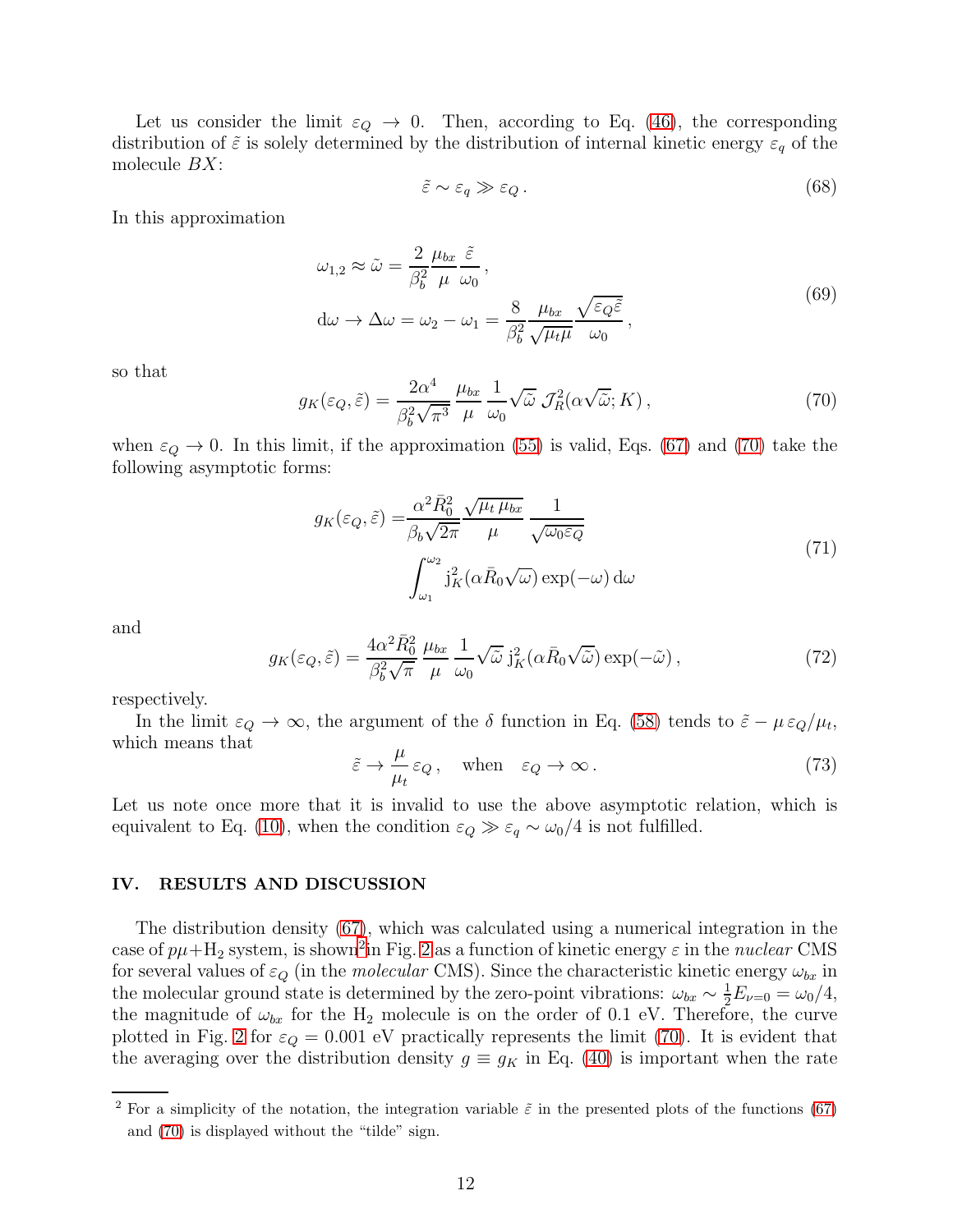Let us consider the limit $\varepsilon_Q \to 0$. Then, according to Eq. (46), the corresponding distribution of $\tilde{\varepsilon}$ is solely determined by the distribution of internal kinetic energy $\varepsilon_q$ of the molecule $BX$:

$$
\tilde{\varepsilon} \sim \varepsilon_q \gg \varepsilon_Q \,. \tag{68}
$$

In this approximation

$$
\begin{aligned}
\omega_{1,2} &\approx \tilde{\omega} = \frac{2}{\beta_b^2}\frac{\mu_{bx}}{\mu}\frac{\tilde{\varepsilon}}{\omega_0}\,, \\
\mathrm{d}\omega \to \Delta\omega &= \omega_2 - \omega_1 = \frac{8}{\beta_b^2}\frac{\mu_{bx}}{\sqrt{\mu_t \mu}}\frac{\sqrt{\varepsilon_Q \tilde{\varepsilon}}}{\omega_0}\,,
\end{aligned} \tag{69}
$$

so that

$$
g_K(\varepsilon_Q, \tilde{\varepsilon}) = \frac{2\alpha^4}{\beta_b^2 \sqrt{\pi^3}}\,\frac{\mu_{bx}}{\mu}\,\frac{1}{\omega_0}\sqrt{\tilde{\omega}}\;\mathcal{J}_R^2(\alpha\sqrt{\tilde{\omega}}; K)\,, \tag{70}
$$

when $\varepsilon_Q \to 0$. In this limit, if the approximation (55) is valid, Eqs. (67) and (70) take the following asymptotic forms:

$$
\begin{aligned}
g_K(\varepsilon_Q, \tilde{\varepsilon}) = &\frac{\alpha^2 \bar{R}_0^2}{\beta_b \sqrt{2\pi}}\frac{\sqrt{\mu_t\,\mu_{bx}}}{\mu}\,\frac{1}{\sqrt{\omega_0 \varepsilon_Q}} \\
&\int_{\omega_1}^{\omega_2} \mathrm{j}_K^2(\alpha \bar{R}_0 \sqrt{\omega})\exp(-\omega)\,\mathrm{d}\omega
\end{aligned} \tag{71}
$$

and

$$
g_K(\varepsilon_Q, \tilde{\varepsilon}) = \frac{4\alpha^2 \bar{R}_0^2}{\beta_b^2 \sqrt{\pi}}\,\frac{\mu_{bx}}{\mu}\,\frac{1}{\omega_0}\sqrt{\tilde{\omega}}\;\mathrm{j}_K^2(\alpha \bar{R}_0 \sqrt{\tilde{\omega}})\exp(-\tilde{\omega})\,, \tag{72}
$$

respectively.

In the limit $\varepsilon_Q \to \infty$, the argument of the $\delta$ function in Eq. (58) tends to $\tilde{\varepsilon} - \mu\,\varepsilon_Q/\mu_t$, which means that

$$
\tilde{\varepsilon} \to \frac{\mu}{\mu_t}\,\varepsilon_Q\,, \quad \text{when} \quad \varepsilon_Q \to \infty\,. \tag{73}
$$

Let us note once more that it is invalid to use the above asymptotic relation, which is equivalent to Eq. (10), when the condition $\varepsilon_Q \gg \varepsilon_q \sim \omega_0/4$ is not fulfilled.

## IV. RESULTS AND DISCUSSION

The distribution density (67), which was calculated using a numerical integration in the case of $p\mu$+$H_2$ system, is shown[2] in Fig. 2 as a function of kinetic energy $\varepsilon$ in the *nuclear* CMS for several values of $\varepsilon_Q$ (in the *molecular* CMS). Since the characteristic kinetic energy $\omega_{bx}$ in the molecular ground state is determined by the zero-point vibrations: $\omega_{bx} \sim \frac{1}{2}E_{\nu=0} = \omega_0/4$, the magnitude of $\omega_{bx}$ for the $H_2$ molecule is on the order of 0.1 eV. Therefore, the curve plotted in Fig. 2 for $\varepsilon_Q = 0.001$ eV practically represents the limit (70). It is evident that the averaging over the distribution density $g \equiv g_K$ in Eq. (40) is important when the rate

[2] For a simplicity of the notation, the integration variable $\tilde{\varepsilon}$ in the presented plots of the functions (67) and (70) is displayed without the "tilde" sign.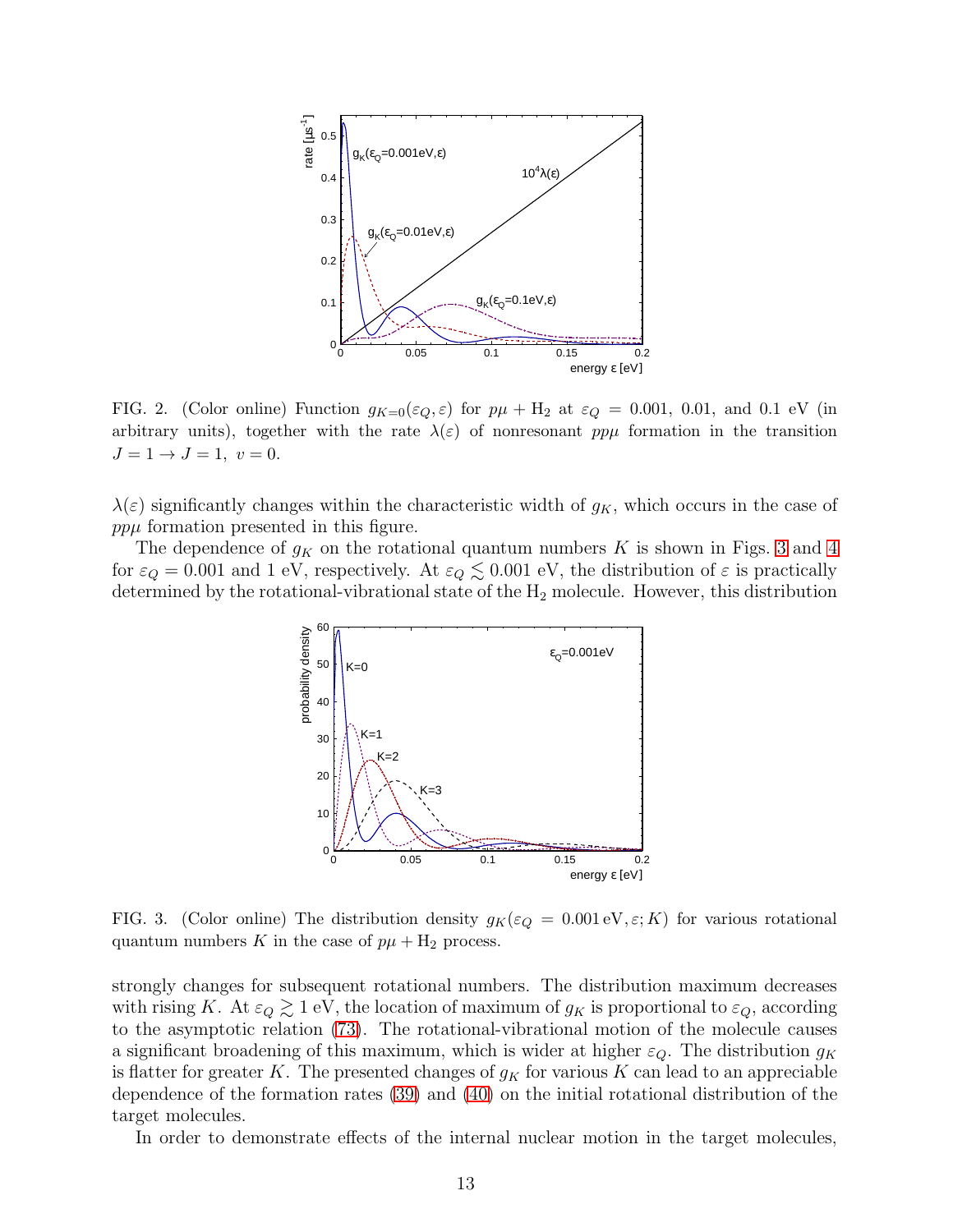FIG. 2. (Color online) Function $g_{K=0}(\varepsilon_Q, \varepsilon)$ for $p\mu + \mathrm{H}_2$ at $\varepsilon_Q = 0.001$, 0.01, and 0.1 eV (in arbitrary units), together with the rate $\lambda(\varepsilon)$ of nonresonant $pp\mu$ formation in the transition $J = 1 \to J = 1,\ v = 0$.

$\lambda(\varepsilon)$ significantly changes within the characteristic width of $g_K$, which occurs in the case of $pp\mu$ formation presented in this figure.

The dependence of $g_K$ on the rotational quantum numbers $K$ is shown in Figs. 3 and 4 for $\varepsilon_Q = 0.001$ and 1 eV, respectively. At $\varepsilon_Q \lesssim 0.001$ eV, the distribution of $\varepsilon$ is practically determined by the rotational-vibrational state of the $\mathrm{H}_2$ molecule. However, this distribution

FIG. 3. (Color online) The distribution density $g_K(\varepsilon_Q = 0.001\,\mathrm{eV}, \varepsilon; K)$ for various rotational quantum numbers $K$ in the case of $p\mu + \mathrm{H}_2$ process.

strongly changes for subsequent rotational numbers. The distribution maximum decreases with rising $K$. At $\varepsilon_Q \gtrsim 1$ eV, the location of maximum of $g_K$ is proportional to $\varepsilon_Q$, according to the asymptotic relation (73). The rotational-vibrational motion of the molecule causes a significant broadening of this maximum, which is wider at higher $\varepsilon_Q$. The distribution $g_K$ is flatter for greater $K$. The presented changes of $g_K$ for various $K$ can lead to an appreciable dependence of the formation rates (39) and (40) on the initial rotational distribution of the target molecules.

In order to demonstrate effects of the internal nuclear motion in the target molecules,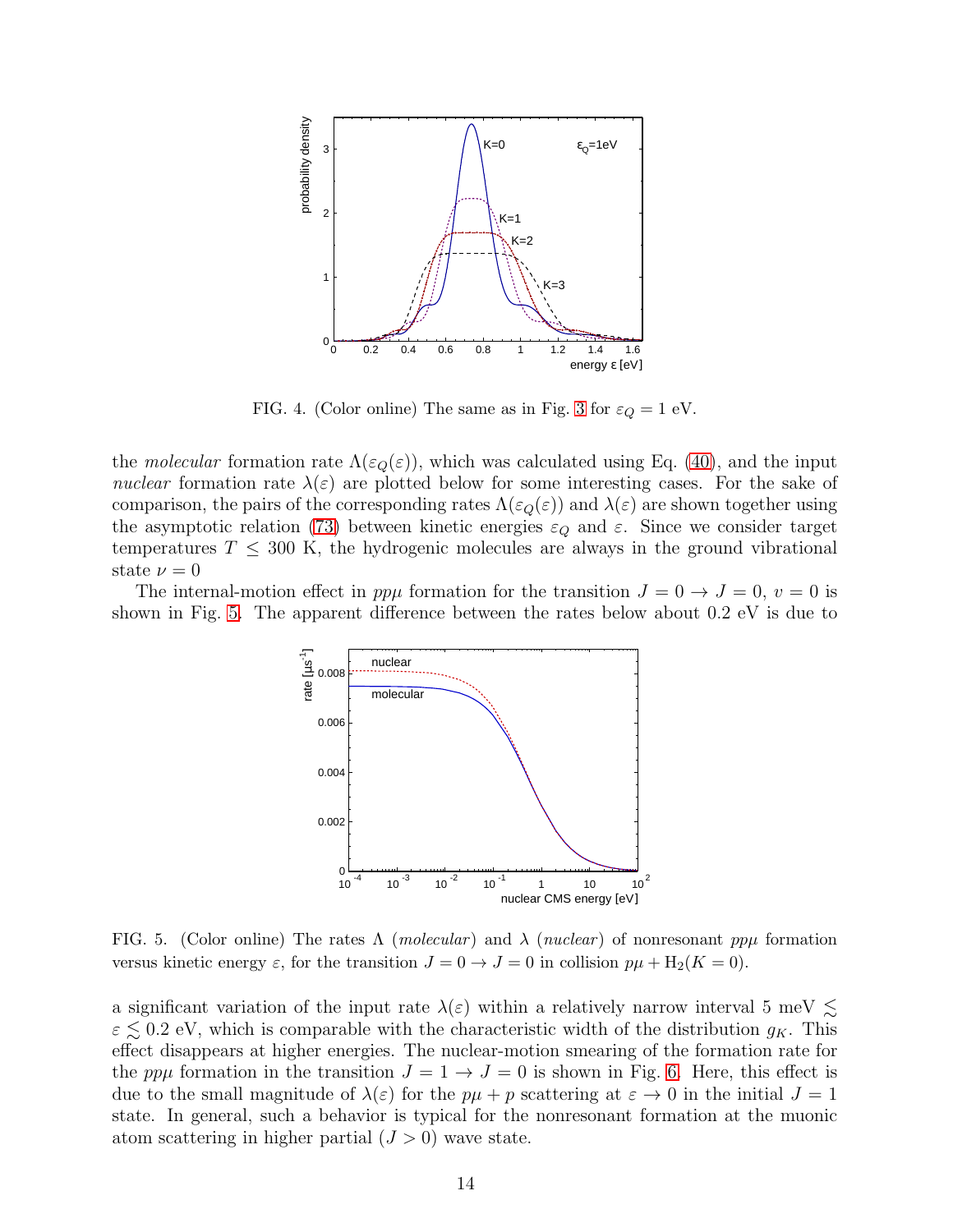FIG. 4. (Color online) The same as in Fig. 3 for $\varepsilon_Q = 1$ eV.

the *molecular* formation rate $\Lambda(\varepsilon_Q(\varepsilon))$, which was calculated using Eq. (40), and the input *nuclear* formation rate $\lambda(\varepsilon)$ are plotted below for some interesting cases. For the sake of comparison, the pairs of the corresponding rates $\Lambda(\varepsilon_Q(\varepsilon))$ and $\lambda(\varepsilon)$ are shown together using the asymptotic relation (73) between kinetic energies $\varepsilon_Q$ and $\varepsilon$. Since we consider target temperatures $T \leq 300$ K, the hydrogenic molecules are always in the ground vibrational state $\nu = 0$

The internal-motion effect in $pp\mu$ formation for the transition $J = 0 \to J = 0$, $v = 0$ is shown in Fig. 5. The apparent difference between the rates below about 0.2 eV is due to

FIG. 5. (Color online) The rates $\Lambda$ (*molecular*) and $\lambda$ (*nuclear*) of nonresonant $pp\mu$ formation versus kinetic energy $\varepsilon$, for the transition $J = 0 \to J = 0$ in collision $p\mu + \mathrm{H}_2(K = 0)$.

a significant variation of the input rate $\lambda(\varepsilon)$ within a relatively narrow interval 5 meV $\lesssim \varepsilon \lesssim 0.2$ eV, which is comparable with the characteristic width of the distribution $g_K$. This effect disappears at higher energies. The nuclear-motion smearing of the formation rate for the $pp\mu$ formation in the transition $J = 1 \to J = 0$ is shown in Fig. 6. Here, this effect is due to the small magnitude of $\lambda(\varepsilon)$ for the $p\mu + p$ scattering at $\varepsilon \to 0$ in the initial $J = 1$ state. In general, such a behavior is typical for the nonresonant formation at the muonic atom scattering in higher partial ($J > 0$) wave state.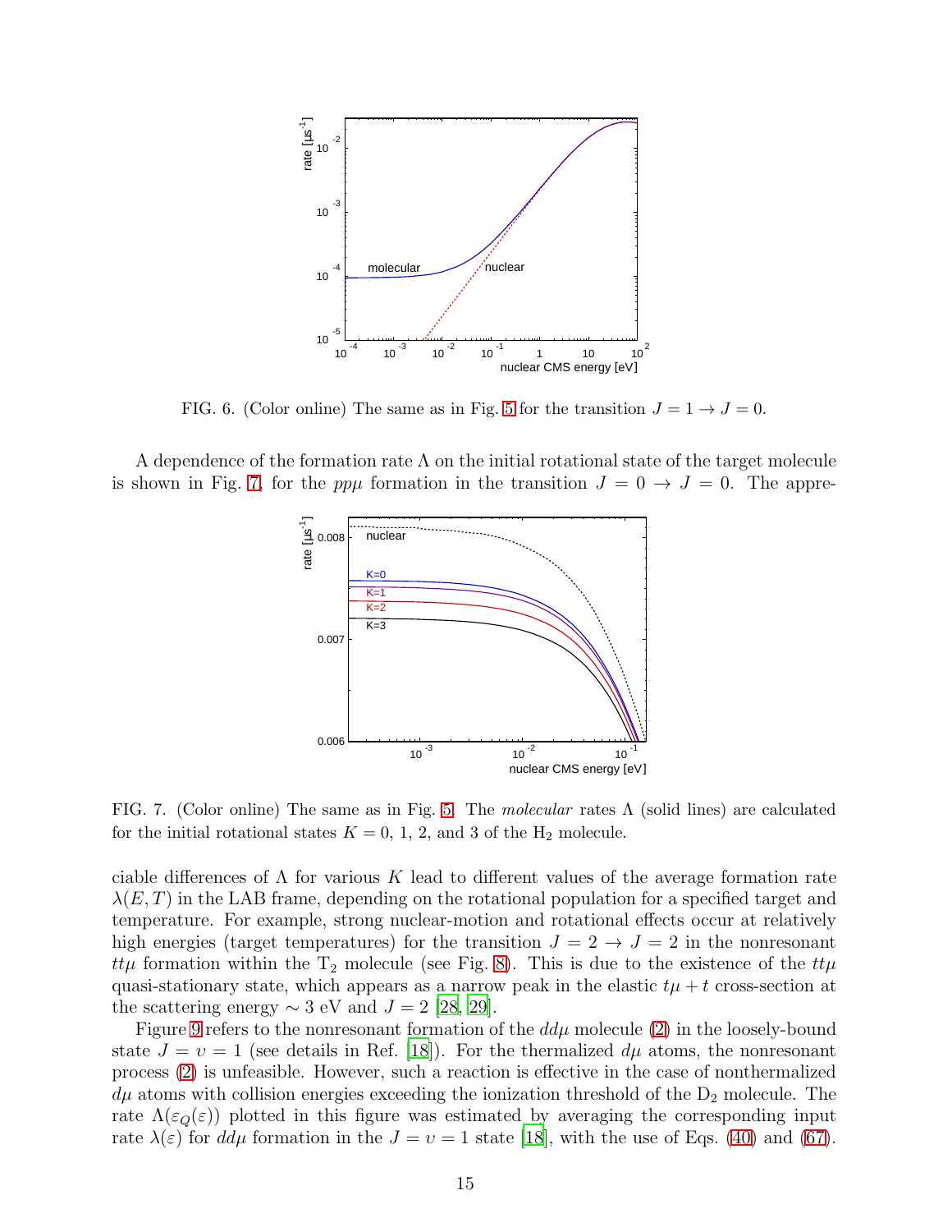FIG. 6. (Color online) The same as in Fig. 5 for the transition $J = 1 \to J = 0$.

A dependence of the formation rate $\Lambda$ on the initial rotational state of the target molecule is shown in Fig. 7. for the $pp\mu$ formation in the transition $J = 0 \to J = 0$. The appre-

FIG. 7. (Color online) The same as in Fig. 5. The *molecular* rates $\Lambda$ (solid lines) are calculated for the initial rotational states $K = 0$, 1, 2, and 3 of the $H_2$ molecule.

ciable differences of $\Lambda$ for various $K$ lead to different values of the average formation rate $\lambda(E, T)$ in the LAB frame, depending on the rotational population for a specified target and temperature. For example, strong nuclear-motion and rotational effects occur at relatively high energies (target temperatures) for the transition $J = 2 \to J = 2$ in the nonresonant $tt\mu$ formation within the $T_2$ molecule (see Fig. 8). This is due to the existence of the $tt\mu$ quasi-stationary state, which appears as a narrow peak in the elastic $t\mu + t$ cross-section at the scattering energy $\sim 3$ eV and $J = 2$ [28, 29].

Figure 9 refers to the nonresonant formation of the $dd\mu$ molecule (2) in the loosely-bound state $J = \upsilon = 1$ (see details in Ref. [18]). For the thermalized $d\mu$ atoms, the nonresonant process (2) is unfeasible. However, such a reaction is effective in the case of nonthermalized $d\mu$ atoms with collision energies exceeding the ionization threshold of the $D_2$ molecule. The rate $\Lambda(\varepsilon_Q(\varepsilon))$ plotted in this figure was estimated by averaging the corresponding input rate $\lambda(\varepsilon)$ for $dd\mu$ formation in the $J = \upsilon = 1$ state [18], with the use of Eqs. (40) and (67).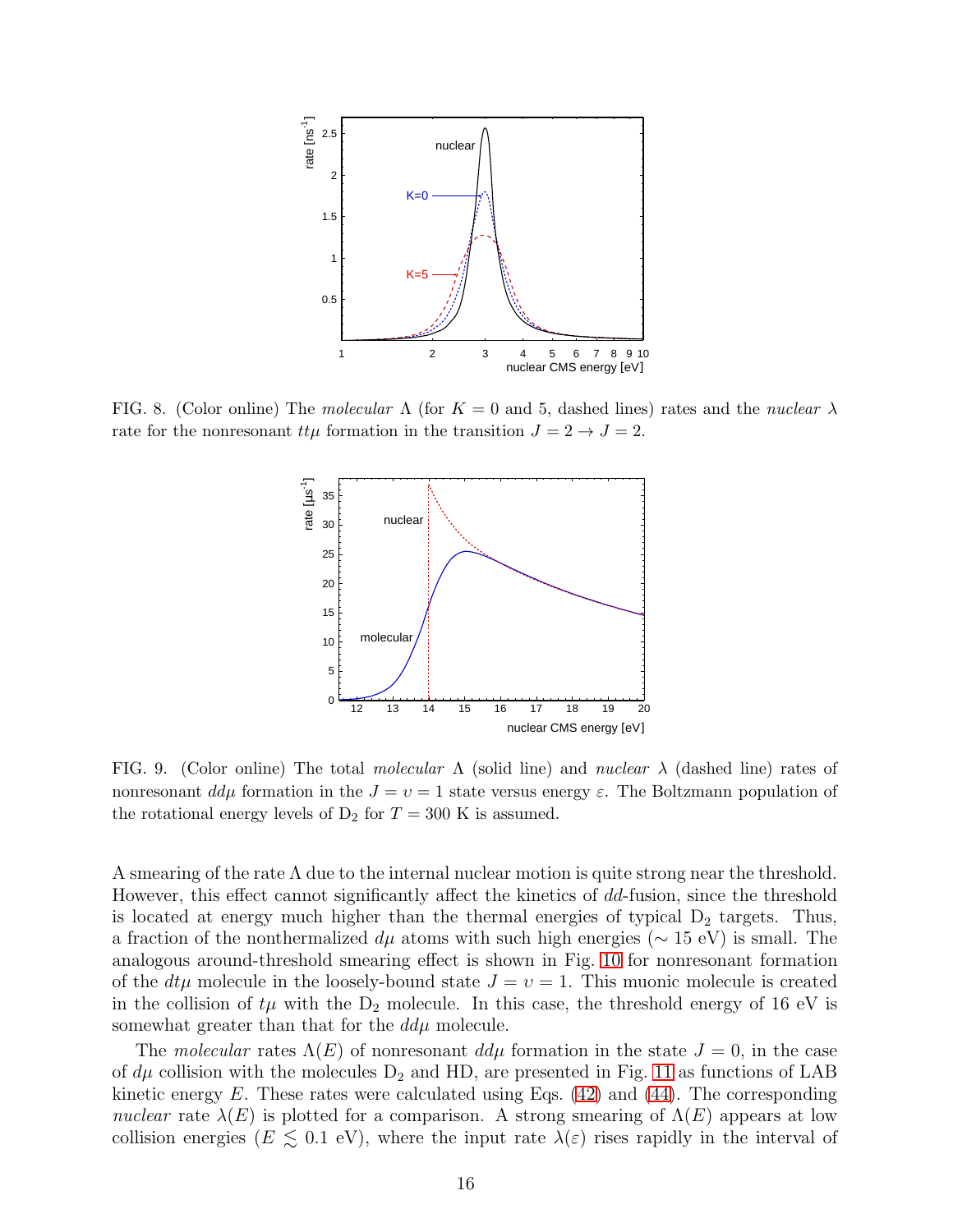FIG. 8. (Color online) The *molecular* $\Lambda$ (for $K = 0$ and 5, dashed lines) rates and the *nuclear* $\lambda$ rate for the nonresonant $tt\mu$ formation in the transition $J = 2 \rightarrow J = 2$.

FIG. 9. (Color online) The total *molecular* $\Lambda$ (solid line) and *nuclear* $\lambda$ (dashed line) rates of nonresonant $dd\mu$ formation in the $J = \upsilon = 1$ state versus energy $\varepsilon$. The Boltzmann population of the rotational energy levels of $D_2$ for $T = 300$ K is assumed.

A smearing of the rate $\Lambda$ due to the internal nuclear motion is quite strong near the threshold. However, this effect cannot significantly affect the kinetics of $dd$-fusion, since the threshold is located at energy much higher than the thermal energies of typical $D_2$ targets. Thus, a fraction of the nonthermalized $d\mu$ atoms with such high energies ($\sim 15$ eV) is small. The analogous around-threshold smearing effect is shown in Fig. 10 for nonresonant formation of the $dt\mu$ molecule in the loosely-bound state $J = \upsilon = 1$. This muonic molecule is created in the collision of $t\mu$ with the $D_2$ molecule. In this case, the threshold energy of 16 eV is somewhat greater than that for the $dd\mu$ molecule.

The *molecular* rates $\Lambda(E)$ of nonresonant $dd\mu$ formation in the state $J = 0$, in the case of $d\mu$ collision with the molecules $D_2$ and HD, are presented in Fig. 11 as functions of LAB kinetic energy $E$. These rates were calculated using Eqs. (42) and (44). The corresponding *nuclear* rate $\lambda(E)$ is plotted for a comparison. A strong smearing of $\Lambda(E)$ appears at low collision energies ($E \lesssim 0.1$ eV), where the input rate $\lambda(\varepsilon)$ rises rapidly in the interval of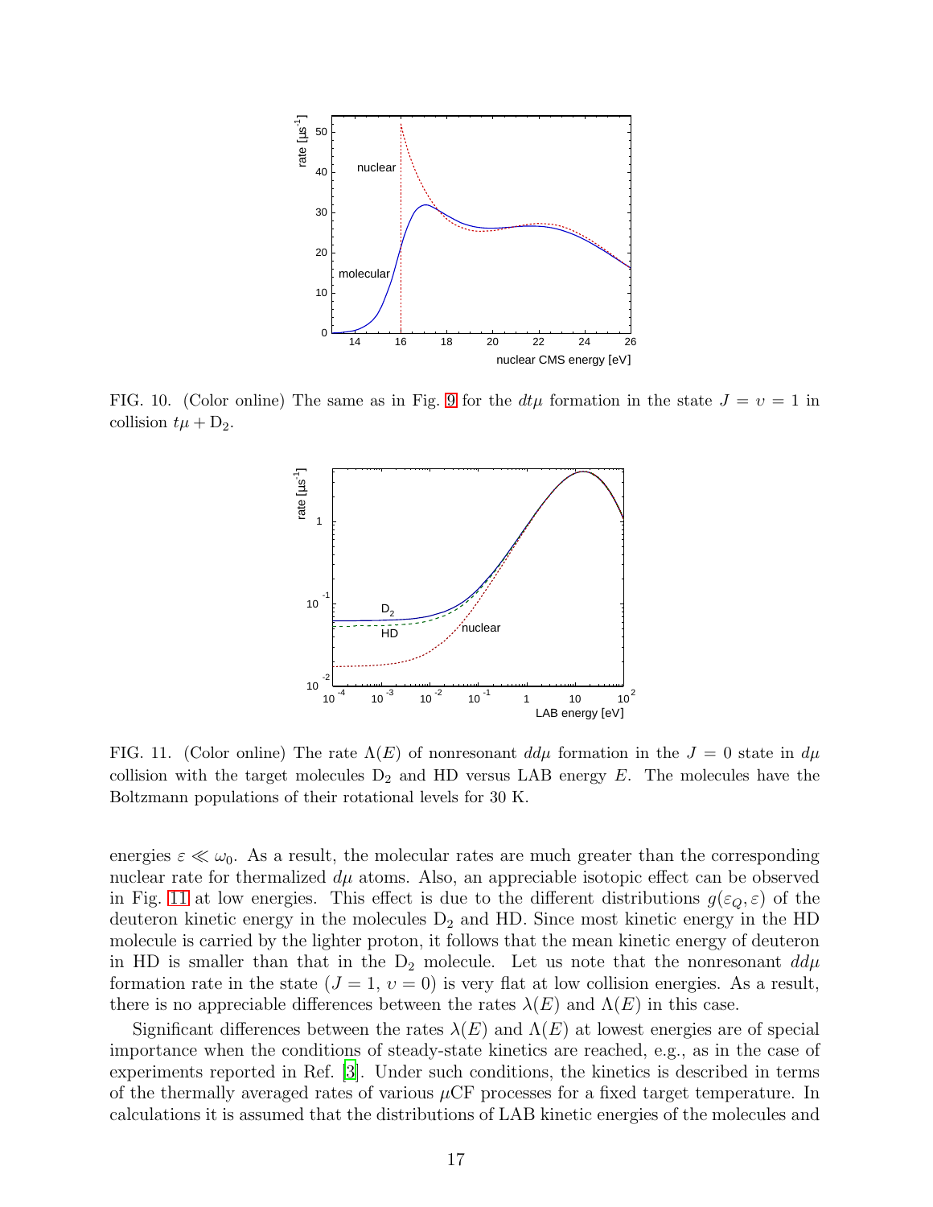FIG. 10. (Color online) The same as in Fig. 9 for the $dt\mu$ formation in the state $J = \upsilon = 1$ in collision $t\mu + D_2$.

FIG. 11. (Color online) The rate $\Lambda(E)$ of nonresonant $dd\mu$ formation in the $J = 0$ state in $d\mu$ collision with the target molecules $D_2$ and HD versus LAB energy $E$. The molecules have the Boltzmann populations of their rotational levels for 30 K.

energies $\varepsilon \ll \omega_0$. As a result, the molecular rates are much greater than the corresponding nuclear rate for thermalized $d\mu$ atoms. Also, an appreciable isotopic effect can be observed in Fig. 11 at low energies. This effect is due to the different distributions $g(\varepsilon_Q, \varepsilon)$ of the deuteron kinetic energy in the molecules $D_2$ and HD. Since most kinetic energy in the HD molecule is carried by the lighter proton, it follows that the mean kinetic energy of deuteron in HD is smaller than that in the $D_2$ molecule. Let us note that the nonresonant $dd\mu$ formation rate in the state ($J = 1$, $\upsilon = 0$) is very flat at low collision energies. As a result, there is no appreciable differences between the rates $\lambda(E)$ and $\Lambda(E)$ in this case.

Significant differences between the rates $\lambda(E)$ and $\Lambda(E)$ at lowest energies are of special importance when the conditions of steady-state kinetics are reached, e.g., as in the case of experiments reported in Ref. [3]. Under such conditions, the kinetics is described in terms of the thermally averaged rates of various $\mu$CF processes for a fixed target temperature. In calculations it is assumed that the distributions of LAB kinetic energies of the molecules and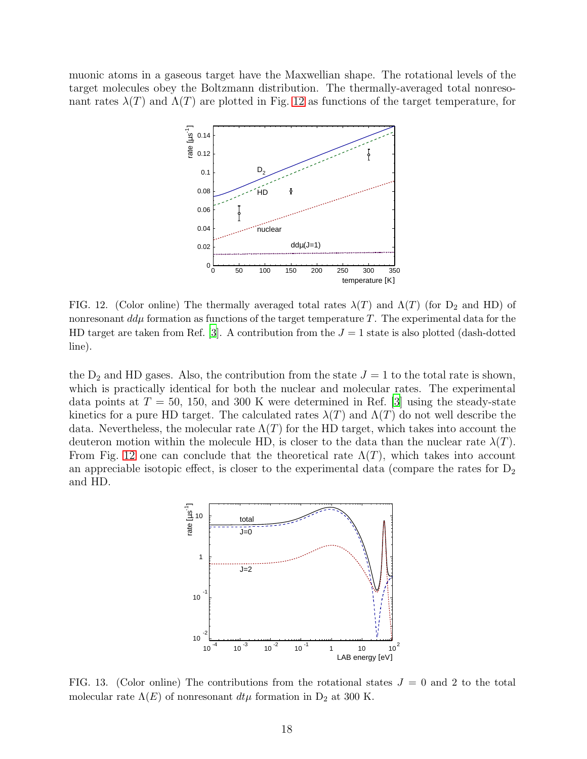muonic atoms in a gaseous target have the Maxwellian shape. The rotational levels of the target molecules obey the Boltzmann distribution. The thermally-averaged total nonresonant rates $\lambda(T)$ and $\Lambda(T)$ are plotted in Fig. 12 as functions of the target temperature, for

FIG. 12. (Color online) The thermally averaged total rates $\lambda(T)$ and $\Lambda(T)$ (for $D_2$ and HD) of nonresonant $dd\mu$ formation as functions of the target temperature $T$. The experimental data for the HD target are taken from Ref. [3]. A contribution from the $J = 1$ state is also plotted (dash-dotted line).

the $D_2$ and HD gases. Also, the contribution from the state $J = 1$ to the total rate is shown, which is practically identical for both the nuclear and molecular rates. The experimental data points at $T = 50$, 150, and 300 K were determined in Ref. [3] using the steady-state kinetics for a pure HD target. The calculated rates $\lambda(T)$ and $\Lambda(T)$ do not well describe the data. Nevertheless, the molecular rate $\Lambda(T)$ for the HD target, which takes into account the deuteron motion within the molecule HD, is closer to the data than the nuclear rate $\lambda(T)$. From Fig. 12 one can conclude that the theoretical rate $\Lambda(T)$, which takes into account an appreciable isotopic effect, is closer to the experimental data (compare the rates for $D_2$ and HD).

FIG. 13. (Color online) The contributions from the rotational states $J = 0$ and 2 to the total molecular rate $\Lambda(E)$ of nonresonant $dt\mu$ formation in $D_2$ at 300 K.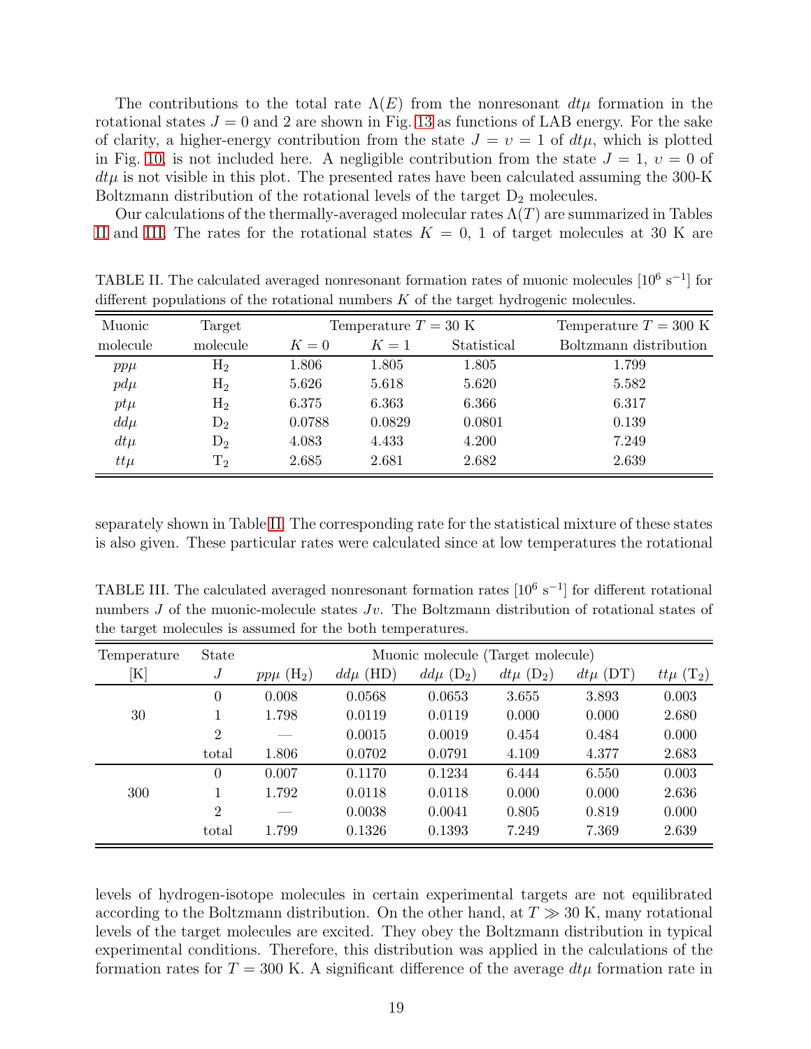The contributions to the total rate $\Lambda(E)$ from the nonresonant $dt\mu$ formation in the rotational states $J = 0$ and 2 are shown in Fig. 13 as functions of LAB energy. For the sake of clarity, a higher-energy contribution from the state $J = \upsilon = 1$ of $dt\mu$, which is plotted in Fig. 10, is not included here. A negligible contribution from the state $J = 1$, $\upsilon = 0$ of $dt\mu$ is not visible in this plot. The presented rates have been calculated assuming the 300-K Boltzmann distribution of the rotational levels of the target $D_2$ molecules.

Our calculations of the thermally-averaged molecular rates $\Lambda(T)$ are summarized in Tables II and III. The rates for the rotational states $K = 0$, 1 of target molecules at 30 K are separately shown in Table II. The corresponding rate for the statistical mixture of these states is also given. These particular rates were calculated since at low temperatures the rotational levels of hydrogen-isotope molecules in certain experimental targets are not equilibrated according to the Boltzmann distribution. On the other hand, at $T \gg 30$ K, many rotational levels of the target molecules are excited. They obey the Boltzmann distribution in typical experimental conditions. Therefore, this distribution was applied in the calculations of the formation rates for $T = 300$ K. A significant difference of the average $dt\mu$ formation rate in

TABLE II. The calculated averaged nonresonant formation rates of muonic molecules [$10^6$ s$^{-1}$] for different populations of the rotational numbers $K$ of the target hydrogenic molecules.

| Muonic molecule | Target molecule | Temperature $T = 30$ K | | | Temperature $T = 300$ K |
|---|---|---|---|---|---|
| | | $K = 0$ | $K = 1$ | Statistical | Boltzmann distribution |
| $pp\mu$ | $H_2$ | 1.806 | 1.805 | 1.805 | 1.799 |
| $pd\mu$ | $H_2$ | 5.626 | 5.618 | 5.620 | 5.582 |
| $pt\mu$ | $H_2$ | 6.375 | 6.363 | 6.366 | 6.317 |
| $dd\mu$ | $D_2$ | 0.0788 | 0.0829 | 0.0801 | 0.139 |
| $dt\mu$ | $D_2$ | 4.083 | 4.433 | 4.200 | 7.249 |
| $tt\mu$ | $T_2$ | 2.685 | 2.681 | 2.682 | 2.639 |

TABLE III. The calculated averaged nonresonant formation rates [$10^6$ s$^{-1}$] for different rotational numbers $J$ of the muonic-molecule states $J\upsilon$. The Boltzmann distribution of rotational states of the target molecules is assumed for the both temperatures.

| Temperature [K] | State $J$ | Muonic molecule (Target molecule) | | | | | |
|---|---|---|---|---|---|---|---|
| | | $pp\mu$ ($H_2$) | $dd\mu$ (HD) | $dd\mu$ ($D_2$) | $dt\mu$ ($D_2$) | $dt\mu$ (DT) | $tt\mu$ ($T_2$) |
| 30 | 0 | 0.008 | 0.0568 | 0.0653 | 3.655 | 3.893 | 0.003 |
| | 1 | 1.798 | 0.0119 | 0.0119 | 0.000 | 0.000 | 2.680 |
| | 2 | — | 0.0015 | 0.0019 | 0.454 | 0.484 | 0.000 |
| | total | 1.806 | 0.0702 | 0.0791 | 4.109 | 4.377 | 2.683 |
| 300 | 0 | 0.007 | 0.1170 | 0.1234 | 6.444 | 6.550 | 0.003 |
| | 1 | 1.792 | 0.0118 | 0.0118 | 0.000 | 0.000 | 2.636 |
| | 2 | — | 0.0038 | 0.0041 | 0.805 | 0.819 | 0.000 |
| | total | 1.799 | 0.1326 | 0.1393 | 7.249 | 7.369 | 2.639 |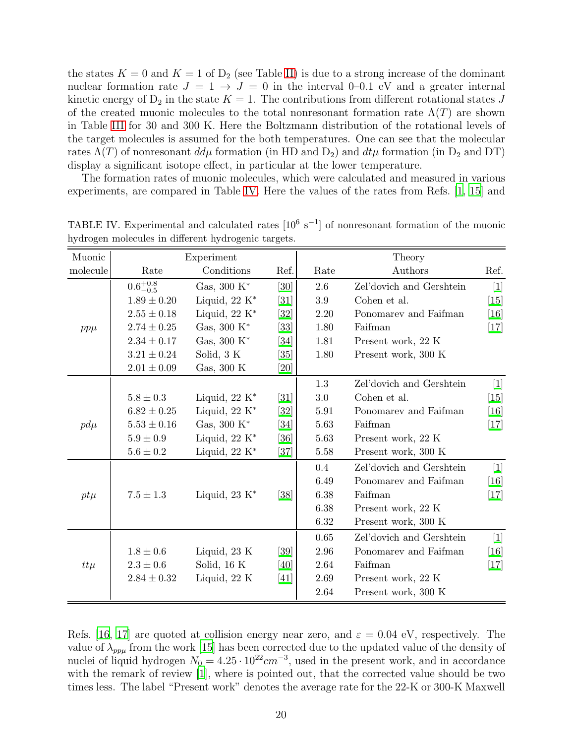the states $K = 0$ and $K = 1$ of $D_2$ (see Table II) is due to a strong increase of the dominant nuclear formation rate $J = 1 \rightarrow J = 0$ in the interval 0–0.1 eV and a greater internal kinetic energy of $D_2$ in the state $K = 1$. The contributions from different rotational states $J$ of the created muonic molecules to the total nonresonant formation rate $\Lambda(T)$ are shown in Table III for 30 and 300 K. Here the Boltzmann distribution of the rotational levels of the target molecules is assumed for the both temperatures. One can see that the molecular rates $\Lambda(T)$ of nonresonant $dd\mu$ formation (in HD and $D_2$) and $dt\mu$ formation (in $D_2$ and DT) display a significant isotope effect, in particular at the lower temperature.

The formation rates of muonic molecules, which were calculated and measured in various experiments, are compared in Table IV. Here the values of the rates from Refs. [1, 15] and

TABLE IV. Experimental and calculated rates [$10^6$ s$^{-1}$] of nonresonant formation of the muonic hydrogen molecules in different hydrogenic targets.

| Muonic molecule | Experiment Rate | Conditions | Ref. | Theory Rate | Authors | Ref. |
|---|---|---|---|---|---|---|
| $pp\mu$ | $0.6^{+0.8}_{-0.5}$ | Gas, 300 K* | [30] | 2.6 | Zel'dovich and Gershtein | [1] |
| | $1.89 \pm 0.20$ | Liquid, 22 K* | [31] | 3.9 | Cohen et al. | [15] |
| | $2.55 \pm 0.18$ | Liquid, 22 K* | [32] | 2.20 | Ponomarev and Faifman | [16] |
| | $2.74 \pm 0.25$ | Gas, 300 K* | [33] | 1.80 | Faifman | [17] |
| | $2.34 \pm 0.17$ | Gas, 300 K* | [34] | 1.81 | Present work, 22 K | |
| | $3.21 \pm 0.24$ | Solid, 3 K | [35] | 1.80 | Present work, 300 K | |
| | $2.01 \pm 0.09$ | Gas, 300 K | [20] | | | |
| $pd\mu$ | | | | 1.3 | Zel'dovich and Gershtein | [1] |
| | $5.8 \pm 0.3$ | Liquid, 22 K* | [31] | 3.0 | Cohen et al. | [15] |
| | $6.82 \pm 0.25$ | Liquid, 22 K* | [32] | 5.91 | Ponomarev and Faifman | [16] |
| | $5.53 \pm 0.16$ | Gas, 300 K* | [34] | 5.63 | Faifman | [17] |
| | $5.9 \pm 0.9$ | Liquid, 22 K* | [36] | 5.63 | Present work, 22 K | |
| | $5.6 \pm 0.2$ | Liquid, 22 K* | [37] | 5.58 | Present work, 300 K | |
| $pt\mu$ | | | | 0.4 | Zel'dovich and Gershtein | [1] |
| | | | | 6.49 | Ponomarev and Faifman | [16] |
| | $7.5 \pm 1.3$ | Liquid, 23 K* | [38] | 6.38 | Faifman | [17] |
| | | | | 6.38 | Present work, 22 K | |
| | | | | 6.32 | Present work, 300 K | |
| $tt\mu$ | | | | 0.65 | Zel'dovich and Gershtein | [1] |
| | $1.8 \pm 0.6$ | Liquid, 23 K | [39] | 2.96 | Ponomarev and Faifman | [16] |
| | $2.3 \pm 0.6$ | Solid, 16 K | [40] | 2.64 | Faifman | [17] |
| | $2.84 \pm 0.32$ | Liquid, 22 K | [41] | 2.69 | Present work, 22 K | |
| | | | | 2.64 | Present work, 300 K | |

Refs. [16, 17] are quoted at collision energy near zero, and $\varepsilon = 0.04$ eV, respectively. The value of $\lambda_{pp\mu}$ from the work [15] has been corrected due to the updated value of the density of nuclei of liquid hydrogen $N_0 = 4.25 \cdot 10^{22} cm^{-3}$, used in the present work, and in accordance with the remark of review [1], where is pointed out, that the corrected value should be two times less. The label "Present work" denotes the average rate for the 22-K or 300-K Maxwell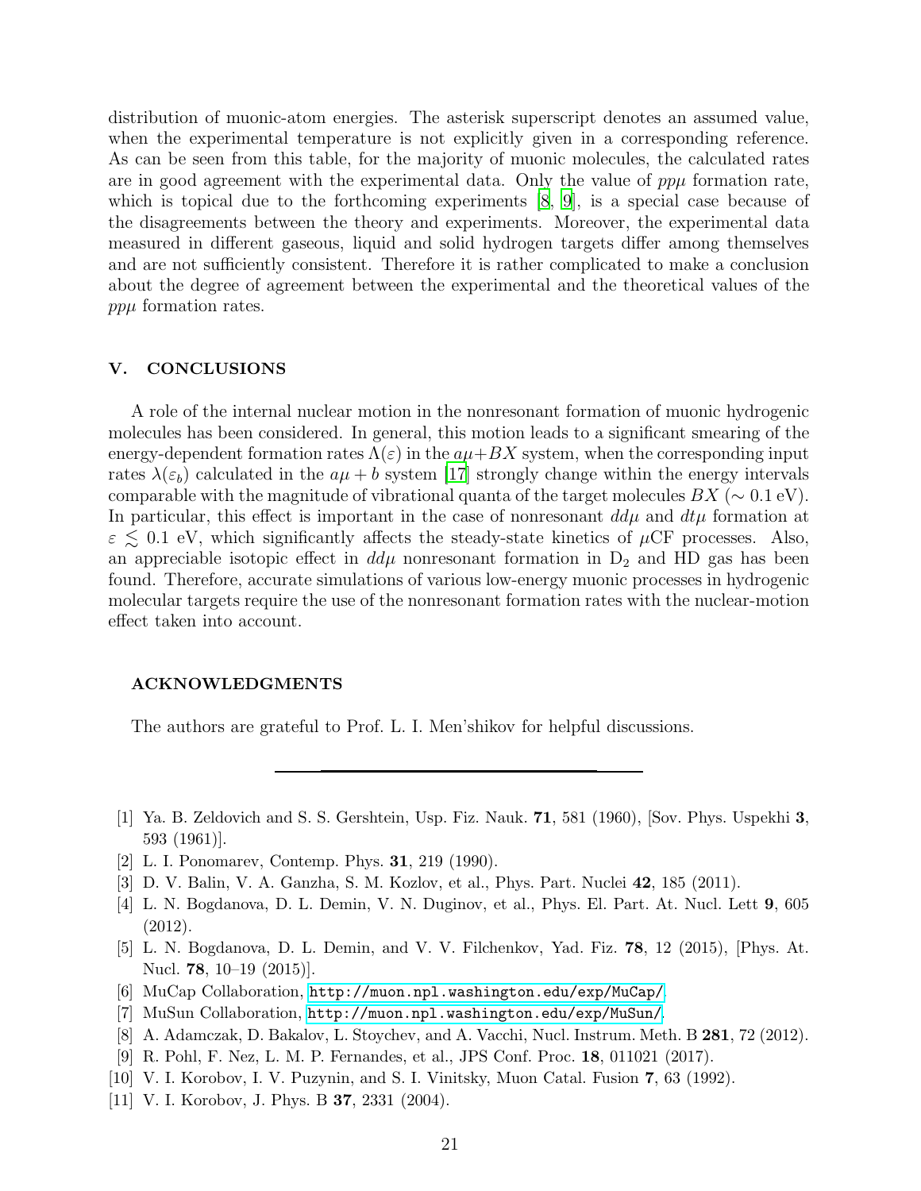distribution of muonic-atom energies. The asterisk superscript denotes an assumed value, when the experimental temperature is not explicitly given in a corresponding reference. As can be seen from this table, for the majority of muonic molecules, the calculated rates are in good agreement with the experimental data. Only the value of $pp\mu$ formation rate, which is topical due to the forthcoming experiments [8, 9], is a special case because of the disagreements between the theory and experiments. Moreover, the experimental data measured in different gaseous, liquid and solid hydrogen targets differ among themselves and are not sufficiently consistent. Therefore it is rather complicated to make a conclusion about the degree of agreement between the experimental and the theoretical values of the $pp\mu$ formation rates.

## V. CONCLUSIONS

A role of the internal nuclear motion in the nonresonant formation of muonic hydrogenic molecules has been considered. In general, this motion leads to a significant smearing of the energy-dependent formation rates $\Lambda(\varepsilon)$ in the $a\mu+BX$ system, when the corresponding input rates $\lambda(\varepsilon_b)$ calculated in the $a\mu + b$ system [17] strongly change within the energy intervals comparable with the magnitude of vibrational quanta of the target molecules $BX$ ($\sim 0.1$ eV). In particular, this effect is important in the case of nonresonant $dd\mu$ and $dt\mu$ formation at $\varepsilon \lesssim 0.1$ eV, which significantly affects the steady-state kinetics of $\mu$CF processes. Also, an appreciable isotopic effect in $dd\mu$ nonresonant formation in $D_2$ and HD gas has been found. Therefore, accurate simulations of various low-energy muonic processes in hydrogenic molecular targets require the use of the nonresonant formation rates with the nuclear-motion effect taken into account.

### ACKNOWLEDGMENTS

The authors are grateful to Prof. L. I. Men'shikov for helpful discussions.

---

[1] Ya. B. Zeldovich and S. S. Gershtein, Usp. Fiz. Nauk. **71**, 581 (1960), [Sov. Phys. Uspekhi **3**, 593 (1961)].

[2] L. I. Ponomarev, Contemp. Phys. **31**, 219 (1990).

[3] D. V. Balin, V. A. Ganzha, S. M. Kozlov, et al., Phys. Part. Nuclei **42**, 185 (2011).

[4] L. N. Bogdanova, D. L. Demin, V. N. Duginov, et al., Phys. El. Part. At. Nucl. Lett **9**, 605 (2012).

[5] L. N. Bogdanova, D. L. Demin, and V. V. Filchenkov, Yad. Fiz. **78**, 12 (2015), [Phys. At. Nucl. **78**, 10–19 (2015)].

[6] MuCap Collaboration, http://muon.npl.washington.edu/exp/MuCap/.

[7] MuSun Collaboration, http://muon.npl.washington.edu/exp/MuSun/.

[8] A. Adamczak, D. Bakalov, L. Stoychev, and A. Vacchi, Nucl. Instrum. Meth. B **281**, 72 (2012).

[9] R. Pohl, F. Nez, L. M. P. Fernandes, et al., JPS Conf. Proc. **18**, 011021 (2017).

[10] V. I. Korobov, I. V. Puzynin, and S. I. Vinitsky, Muon Catal. Fusion **7**, 63 (1992).

[11] V. I. Korobov, J. Phys. B **37**, 2331 (2004).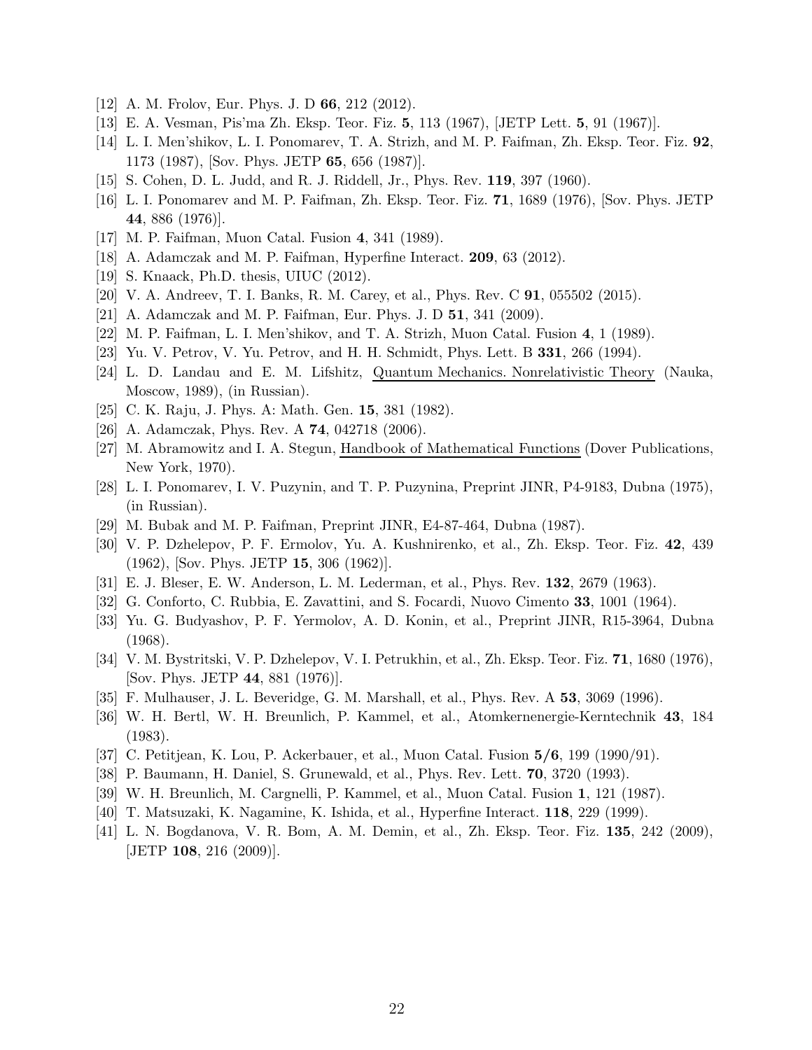[12] A. M. Frolov, Eur. Phys. J. D **66**, 212 (2012).

[13] E. A. Vesman, Pis'ma Zh. Eksp. Teor. Fiz. **5**, 113 (1967), [JETP Lett. **5**, 91 (1967)].

[14] L. I. Men'shikov, L. I. Ponomarev, T. A. Strizh, and M. P. Faifman, Zh. Eksp. Teor. Fiz. **92**, 1173 (1987), [Sov. Phys. JETP **65**, 656 (1987)].

[15] S. Cohen, D. L. Judd, and R. J. Riddell, Jr., Phys. Rev. **119**, 397 (1960).

[16] L. I. Ponomarev and M. P. Faifman, Zh. Eksp. Teor. Fiz. **71**, 1689 (1976), [Sov. Phys. JETP **44**, 886 (1976)].

[17] M. P. Faifman, Muon Catal. Fusion **4**, 341 (1989).

[18] A. Adamczak and M. P. Faifman, Hyperfine Interact. **209**, 63 (2012).

[19] S. Knaack, Ph.D. thesis, UIUC (2012).

[20] V. A. Andreev, T. I. Banks, R. M. Carey, et al., Phys. Rev. C **91**, 055502 (2015).

[21] A. Adamczak and M. P. Faifman, Eur. Phys. J. D **51**, 341 (2009).

[22] M. P. Faifman, L. I. Men'shikov, and T. A. Strizh, Muon Catal. Fusion **4**, 1 (1989).

[23] Yu. V. Petrov, V. Yu. Petrov, and H. H. Schmidt, Phys. Lett. B **331**, 266 (1994).

[24] L. D. Landau and E. M. Lifshitz, Quantum Mechanics. Nonrelativistic Theory (Nauka, Moscow, 1989), (in Russian).

[25] C. K. Raju, J. Phys. A: Math. Gen. **15**, 381 (1982).

[26] A. Adamczak, Phys. Rev. A **74**, 042718 (2006).

[27] M. Abramowitz and I. A. Stegun, Handbook of Mathematical Functions (Dover Publications, New York, 1970).

[28] L. I. Ponomarev, I. V. Puzynin, and T. P. Puzynina, Preprint JINR, P4-9183, Dubna (1975), (in Russian).

[29] M. Bubak and M. P. Faifman, Preprint JINR, E4-87-464, Dubna (1987).

[30] V. P. Dzhelepov, P. F. Ermolov, Yu. A. Kushnirenko, et al., Zh. Eksp. Teor. Fiz. **42**, 439 (1962), [Sov. Phys. JETP **15**, 306 (1962)].

[31] E. J. Bleser, E. W. Anderson, L. M. Lederman, et al., Phys. Rev. **132**, 2679 (1963).

[32] G. Conforto, C. Rubbia, E. Zavattini, and S. Focardi, Nuovo Cimento **33**, 1001 (1964).

[33] Yu. G. Budyashov, P. F. Yermolov, A. D. Konin, et al., Preprint JINR, R15-3964, Dubna (1968).

[34] V. M. Bystritski, V. P. Dzhelepov, V. I. Petrukhin, et al., Zh. Eksp. Teor. Fiz. **71**, 1680 (1976), [Sov. Phys. JETP **44**, 881 (1976)].

[35] F. Mulhauser, J. L. Beveridge, G. M. Marshall, et al., Phys. Rev. A **53**, 3069 (1996).

[36] W. H. Bertl, W. H. Breunlich, P. Kammel, et al., Atomkernenergie-Kerntechnik **43**, 184 (1983).

[37] C. Petitjean, K. Lou, P. Ackerbauer, et al., Muon Catal. Fusion **5/6**, 199 (1990/91).

[38] P. Baumann, H. Daniel, S. Grunewald, et al., Phys. Rev. Lett. **70**, 3720 (1993).

[39] W. H. Breunlich, M. Cargnelli, P. Kammel, et al., Muon Catal. Fusion **1**, 121 (1987).

[40] T. Matsuzaki, K. Nagamine, K. Ishida, et al., Hyperfine Interact. **118**, 229 (1999).

[41] L. N. Bogdanova, V. R. Bom, A. M. Demin, et al., Zh. Eksp. Teor. Fiz. **135**, 242 (2009), [JETP **108**, 216 (2009)].